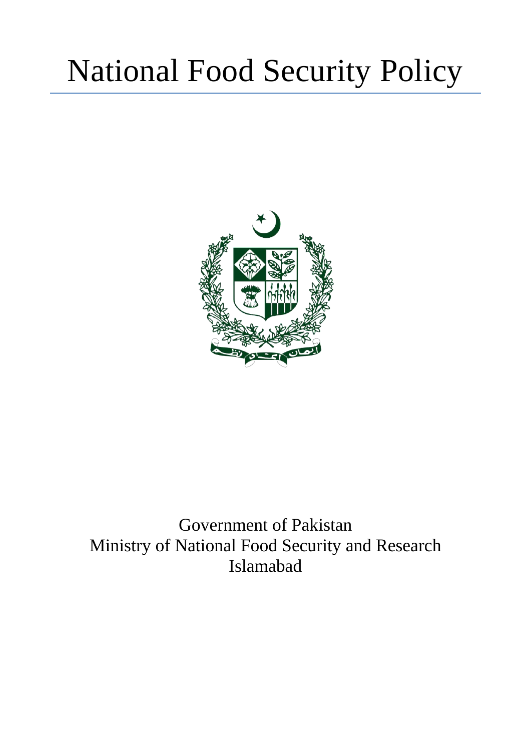# National Food Security Policy

Government of Pakistan
Ministry of National Food Security and Research
Islamabad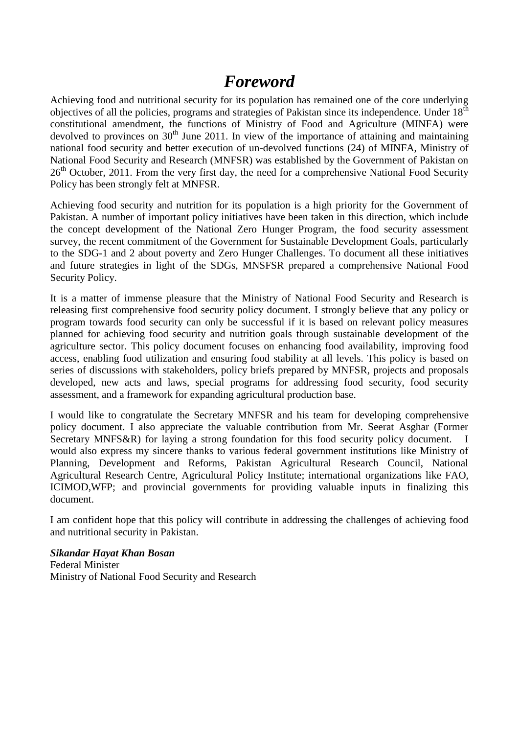# *Foreword*

Achieving food and nutritional security for its population has remained one of the core underlying objectives of all the policies, programs and strategies of Pakistan since its independence. Under $18^{th}$ constitutional amendment, the functions of Ministry of Food and Agriculture (MINFA) were devolved to provinces on $30^{th}$ June 2011. In view of the importance of attaining and maintaining national food security and better execution of un-devolved functions (24) of MINFA, Ministry of National Food Security and Research (MNFSR) was established by the Government of Pakistan on $26^{th}$ October, 2011. From the very first day, the need for a comprehensive National Food Security Policy has been strongly felt at MNFSR.

Achieving food security and nutrition for its population is a high priority for the Government of Pakistan. A number of important policy initiatives have been taken in this direction, which include the concept development of the National Zero Hunger Program, the food security assessment survey, the recent commitment of the Government for Sustainable Development Goals, particularly to the SDG-1 and 2 about poverty and Zero Hunger Challenges. To document all these initiatives and future strategies in light of the SDGs, MNSFSR prepared a comprehensive National Food Security Policy.

It is a matter of immense pleasure that the Ministry of National Food Security and Research is releasing first comprehensive food security policy document. I strongly believe that any policy or program towards food security can only be successful if it is based on relevant policy measures planned for achieving food security and nutrition goals through sustainable development of the agriculture sector. This policy document focuses on enhancing food availability, improving food access, enabling food utilization and ensuring food stability at all levels. This policy is based on series of discussions with stakeholders, policy briefs prepared by MNFSR, projects and proposals developed, new acts and laws, special programs for addressing food security, food security assessment, and a framework for expanding agricultural production base.

I would like to congratulate the Secretary MNFSR and his team for developing comprehensive policy document. I also appreciate the valuable contribution from Mr. Seerat Asghar (Former Secretary MNFS&R) for laying a strong foundation for this food security policy document. I would also express my sincere thanks to various federal government institutions like Ministry of Planning, Development and Reforms, Pakistan Agricultural Research Council, National Agricultural Research Centre, Agricultural Policy Institute; international organizations like FAO, ICIMOD,WFP; and provincial governments for providing valuable inputs in finalizing this document.

I am confident hope that this policy will contribute in addressing the challenges of achieving food and nutritional security in Pakistan.

***Sikandar Hayat Khan Bosan***
Federal Minister
Ministry of National Food Security and Research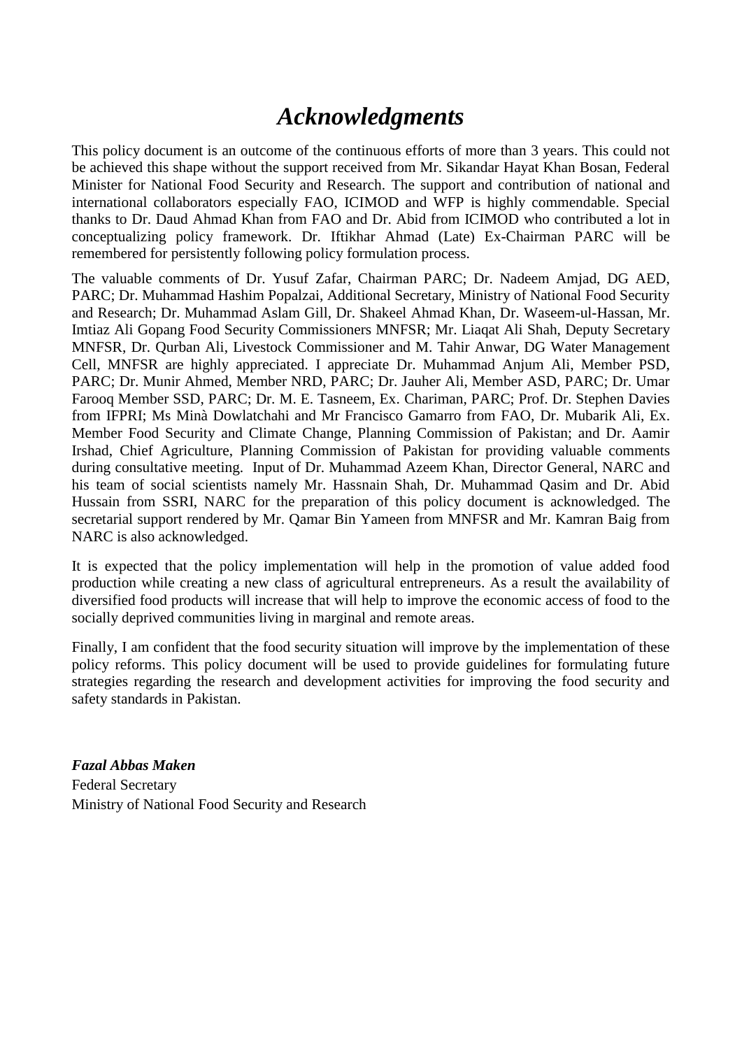# *Acknowledgments*

This policy document is an outcome of the continuous efforts of more than 3 years. This could not be achieved this shape without the support received from Mr. Sikandar Hayat Khan Bosan, Federal Minister for National Food Security and Research. The support and contribution of national and international collaborators especially FAO, ICIMOD and WFP is highly commendable. Special thanks to Dr. Daud Ahmad Khan from FAO and Dr. Abid from ICIMOD who contributed a lot in conceptualizing policy framework. Dr. Iftikhar Ahmad (Late) Ex-Chairman PARC will be remembered for persistently following policy formulation process.

The valuable comments of Dr. Yusuf Zafar, Chairman PARC; Dr. Nadeem Amjad, DG AED, PARC; Dr. Muhammad Hashim Popalzai, Additional Secretary, Ministry of National Food Security and Research; Dr. Muhammad Aslam Gill, Dr. Shakeel Ahmad Khan, Dr. Waseem-ul-Hassan, Mr. Imtiaz Ali Gopang Food Security Commissioners MNFSR; Mr. Liaqat Ali Shah, Deputy Secretary MNFSR, Dr. Qurban Ali, Livestock Commissioner and M. Tahir Anwar, DG Water Management Cell, MNFSR are highly appreciated. I appreciate Dr. Muhammad Anjum Ali, Member PSD, PARC; Dr. Munir Ahmed, Member NRD, PARC; Dr. Jauher Ali, Member ASD, PARC; Dr. Umar Farooq Member SSD, PARC; Dr. M. E. Tasneem, Ex. Chariman, PARC; Prof. Dr. Stephen Davies from IFPRI; Ms Minà Dowlatchahi and Mr Francisco Gamarro from FAO, Dr. Mubarik Ali, Ex. Member Food Security and Climate Change, Planning Commission of Pakistan; and Dr. Aamir Irshad, Chief Agriculture, Planning Commission of Pakistan for providing valuable comments during consultative meeting. Input of Dr. Muhammad Azeem Khan, Director General, NARC and his team of social scientists namely Mr. Hassnain Shah, Dr. Muhammad Qasim and Dr. Abid Hussain from SSRI, NARC for the preparation of this policy document is acknowledged. The secretarial support rendered by Mr. Qamar Bin Yameen from MNFSR and Mr. Kamran Baig from NARC is also acknowledged.

It is expected that the policy implementation will help in the promotion of value added food production while creating a new class of agricultural entrepreneurs. As a result the availability of diversified food products will increase that will help to improve the economic access of food to the socially deprived communities living in marginal and remote areas.

Finally, I am confident that the food security situation will improve by the implementation of these policy reforms. This policy document will be used to provide guidelines for formulating future strategies regarding the research and development activities for improving the food security and safety standards in Pakistan.

***Fazal Abbas Maken***
Federal Secretary
Ministry of National Food Security and Research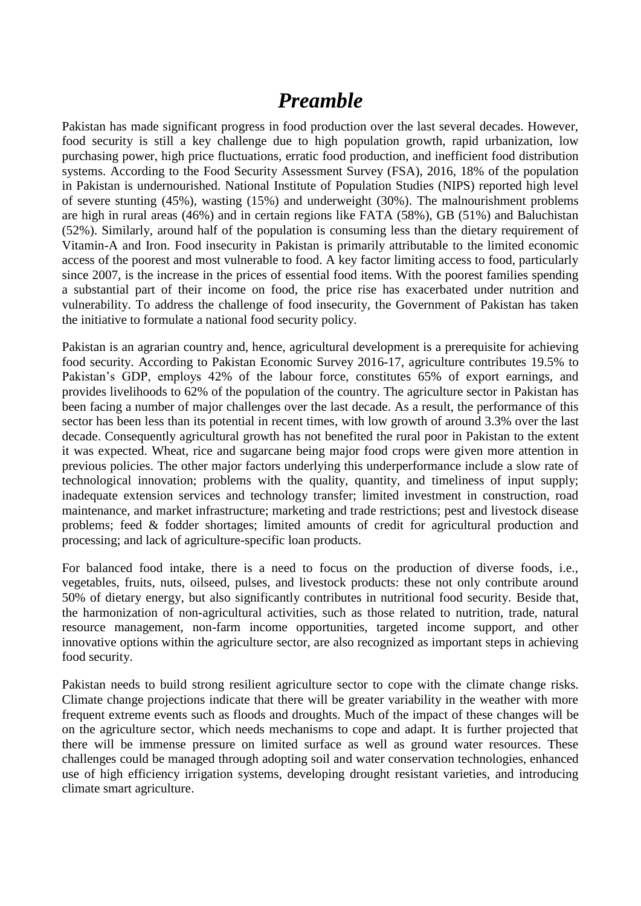# *Preamble*

Pakistan has made significant progress in food production over the last several decades. However, food security is still a key challenge due to high population growth, rapid urbanization, low purchasing power, high price fluctuations, erratic food production, and inefficient food distribution systems. According to the Food Security Assessment Survey (FSA), 2016, 18% of the population in Pakistan is undernourished. National Institute of Population Studies (NIPS) reported high level of severe stunting (45%), wasting (15%) and underweight (30%). The malnourishment problems are high in rural areas (46%) and in certain regions like FATA (58%), GB (51%) and Baluchistan (52%). Similarly, around half of the population is consuming less than the dietary requirement of Vitamin-A and Iron. Food insecurity in Pakistan is primarily attributable to the limited economic access of the poorest and most vulnerable to food. A key factor limiting access to food, particularly since 2007, is the increase in the prices of essential food items. With the poorest families spending a substantial part of their income on food, the price rise has exacerbated under nutrition and vulnerability. To address the challenge of food insecurity, the Government of Pakistan has taken the initiative to formulate a national food security policy.

Pakistan is an agrarian country and, hence, agricultural development is a prerequisite for achieving food security. According to Pakistan Economic Survey 2016-17, agriculture contributes 19.5% to Pakistan's GDP, employs 42% of the labour force, constitutes 65% of export earnings, and provides livelihoods to 62% of the population of the country. The agriculture sector in Pakistan has been facing a number of major challenges over the last decade. As a result, the performance of this sector has been less than its potential in recent times, with low growth of around 3.3% over the last decade. Consequently agricultural growth has not benefited the rural poor in Pakistan to the extent it was expected. Wheat, rice and sugarcane being major food crops were given more attention in previous policies. The other major factors underlying this underperformance include a slow rate of technological innovation; problems with the quality, quantity, and timeliness of input supply; inadequate extension services and technology transfer; limited investment in construction, road maintenance, and market infrastructure; marketing and trade restrictions; pest and livestock disease problems; feed & fodder shortages; limited amounts of credit for agricultural production and processing; and lack of agriculture-specific loan products.

For balanced food intake, there is a need to focus on the production of diverse foods, i.e., vegetables, fruits, nuts, oilseed, pulses, and livestock products: these not only contribute around 50% of dietary energy, but also significantly contributes in nutritional food security. Beside that, the harmonization of non-agricultural activities, such as those related to nutrition, trade, natural resource management, non-farm income opportunities, targeted income support, and other innovative options within the agriculture sector, are also recognized as important steps in achieving food security.

Pakistan needs to build strong resilient agriculture sector to cope with the climate change risks. Climate change projections indicate that there will be greater variability in the weather with more frequent extreme events such as floods and droughts. Much of the impact of these changes will be on the agriculture sector, which needs mechanisms to cope and adapt. It is further projected that there will be immense pressure on limited surface as well as ground water resources. These challenges could be managed through adopting soil and water conservation technologies, enhanced use of high efficiency irrigation systems, developing drought resistant varieties, and introducing climate smart agriculture.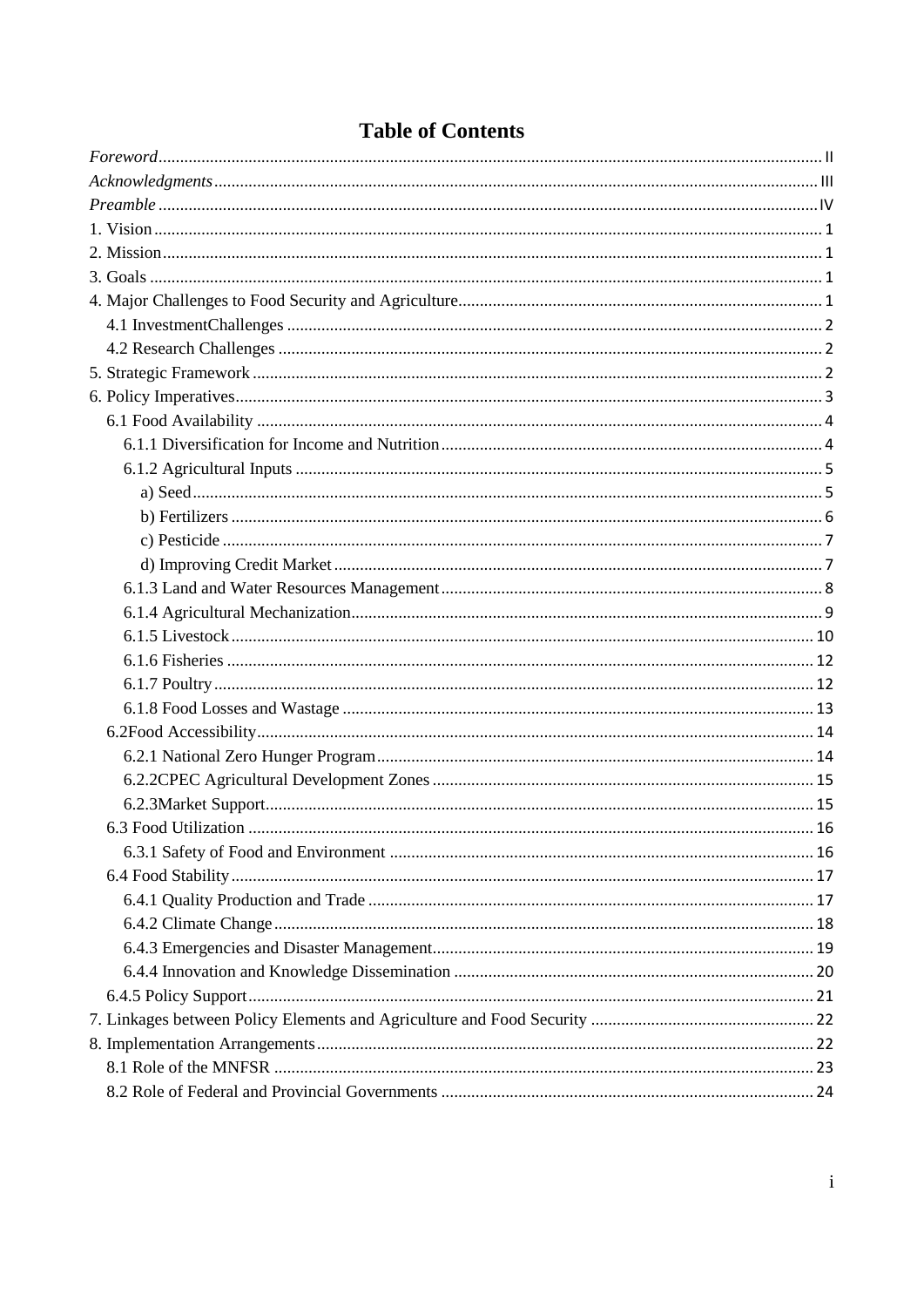# Table of Contents

*Foreword* ..... II
*Acknowledgments* ..... III
*Preamble* ..... IV
1. Vision ..... 1
2. Mission ..... 1
3. Goals ..... 1
4. Major Challenges to Food Security and Agriculture ..... 1
    4.1 InvestmentChallenges ..... 2
    4.2 Research Challenges ..... 2
5. Strategic Framework ..... 2
6. Policy Imperatives ..... 3
    6.1 Food Availability ..... 4
        6.1.1 Diversification for Income and Nutrition ..... 4
        6.1.2 Agricultural Inputs ..... 5
            a) Seed ..... 5
            b) Fertilizers ..... 6
            c) Pesticide ..... 7
            d) Improving Credit Market ..... 7
        6.1.3 Land and Water Resources Management ..... 8
        6.1.4 Agricultural Mechanization ..... 9
        6.1.5 Livestock ..... 10
        6.1.6 Fisheries ..... 12
        6.1.7 Poultry ..... 12
        6.1.8 Food Losses and Wastage ..... 13
    6.2Food Accessibility ..... 14
        6.2.1 National Zero Hunger Program ..... 14
        6.2.2CPEC Agricultural Development Zones ..... 15
        6.2.3Market Support ..... 15
    6.3 Food Utilization ..... 16
        6.3.1 Safety of Food and Environment ..... 16
    6.4 Food Stability ..... 17
        6.4.1 Quality Production and Trade ..... 17
        6.4.2 Climate Change ..... 18
        6.4.3 Emergencies and Disaster Management ..... 19
        6.4.4 Innovation and Knowledge Dissemination ..... 20
    6.4.5 Policy Support ..... 21
7. Linkages between Policy Elements and Agriculture and Food Security ..... 22
8. Implementation Arrangements ..... 22
    8.1 Role of the MNFSR ..... 23
    8.2 Role of Federal and Provincial Governments ..... 24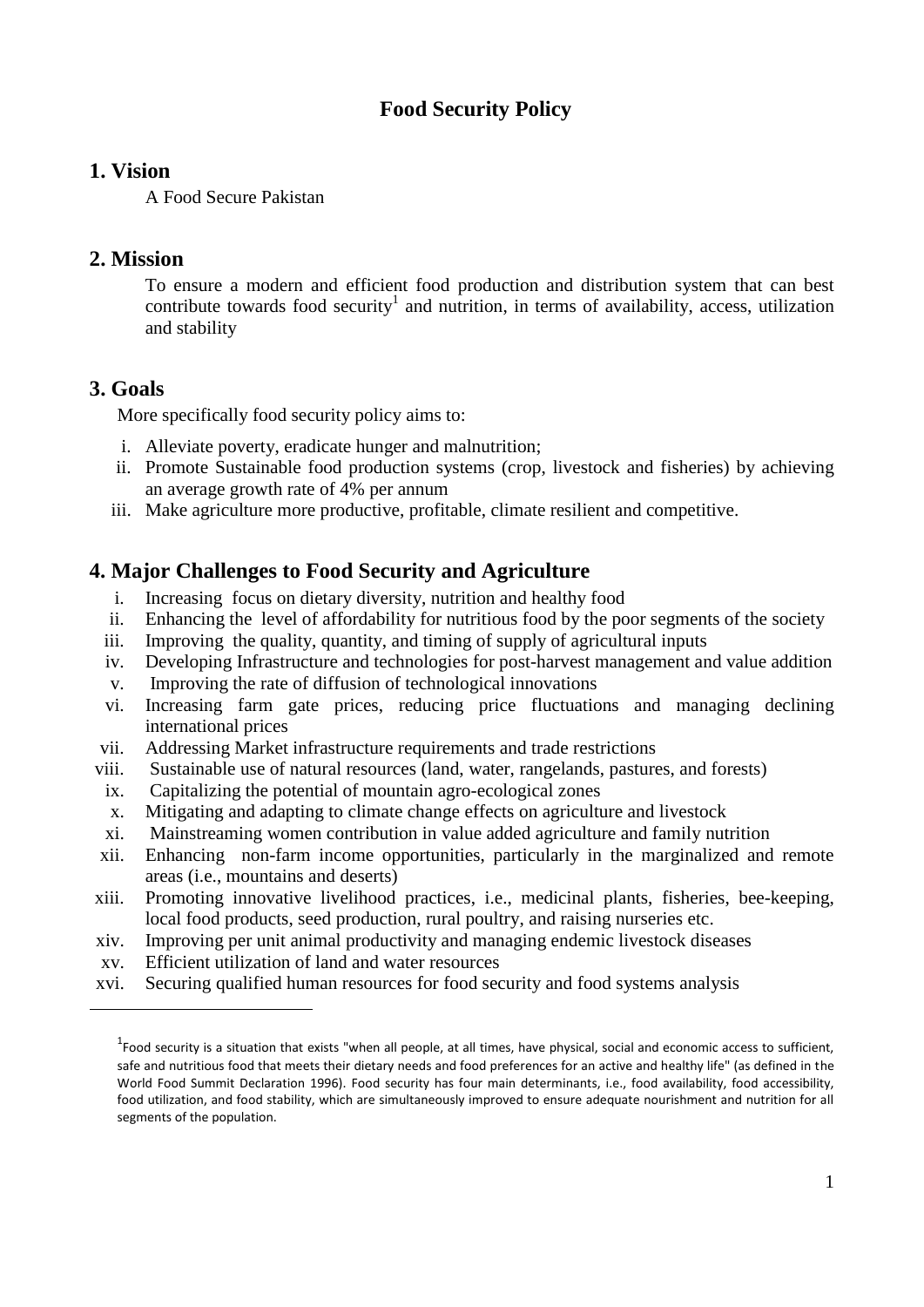# Food Security Policy

## 1. Vision

A Food Secure Pakistan

## 2. Mission

To ensure a modern and efficient food production and distribution system that can best contribute towards food security[1] and nutrition, in terms of availability, access, utilization and stability

## 3. Goals

More specifically food security policy aims to:

i. Alleviate poverty, eradicate hunger and malnutrition;
ii. Promote Sustainable food production systems (crop, livestock and fisheries) by achieving an average growth rate of 4% per annum
iii. Make agriculture more productive, profitable, climate resilient and competitive.

## 4. Major Challenges to Food Security and Agriculture

i. Increasing focus on dietary diversity, nutrition and healthy food
ii. Enhancing the level of affordability for nutritious food by the poor segments of the society
iii. Improving the quality, quantity, and timing of supply of agricultural inputs
iv. Developing Infrastructure and technologies for post-harvest management and value addition
v. Improving the rate of diffusion of technological innovations
vi. Increasing farm gate prices, reducing price fluctuations and managing declining international prices
vii. Addressing Market infrastructure requirements and trade restrictions
viii. Sustainable use of natural resources (land, water, rangelands, pastures, and forests)
ix. Capitalizing the potential of mountain agro-ecological zones
x. Mitigating and adapting to climate change effects on agriculture and livestock
xi. Mainstreaming women contribution in value added agriculture and family nutrition
xii. Enhancing non-farm income opportunities, particularly in the marginalized and remote areas (i.e., mountains and deserts)
xiii. Promoting innovative livelihood practices, i.e., medicinal plants, fisheries, bee-keeping, local food products, seed production, rural poultry, and raising nurseries etc.
xiv. Improving per unit animal productivity and managing endemic livestock diseases
xv. Efficient utilization of land and water resources
xvi. Securing qualified human resources for food security and food systems analysis

---

[1] Food security is a situation that exists "when all people, at all times, have physical, social and economic access to sufficient, safe and nutritious food that meets their dietary needs and food preferences for an active and healthy life" (as defined in the World Food Summit Declaration 1996). Food security has four main determinants, i.e., food availability, food accessibility, food utilization, and food stability, which are simultaneously improved to ensure adequate nourishment and nutrition for all segments of the population.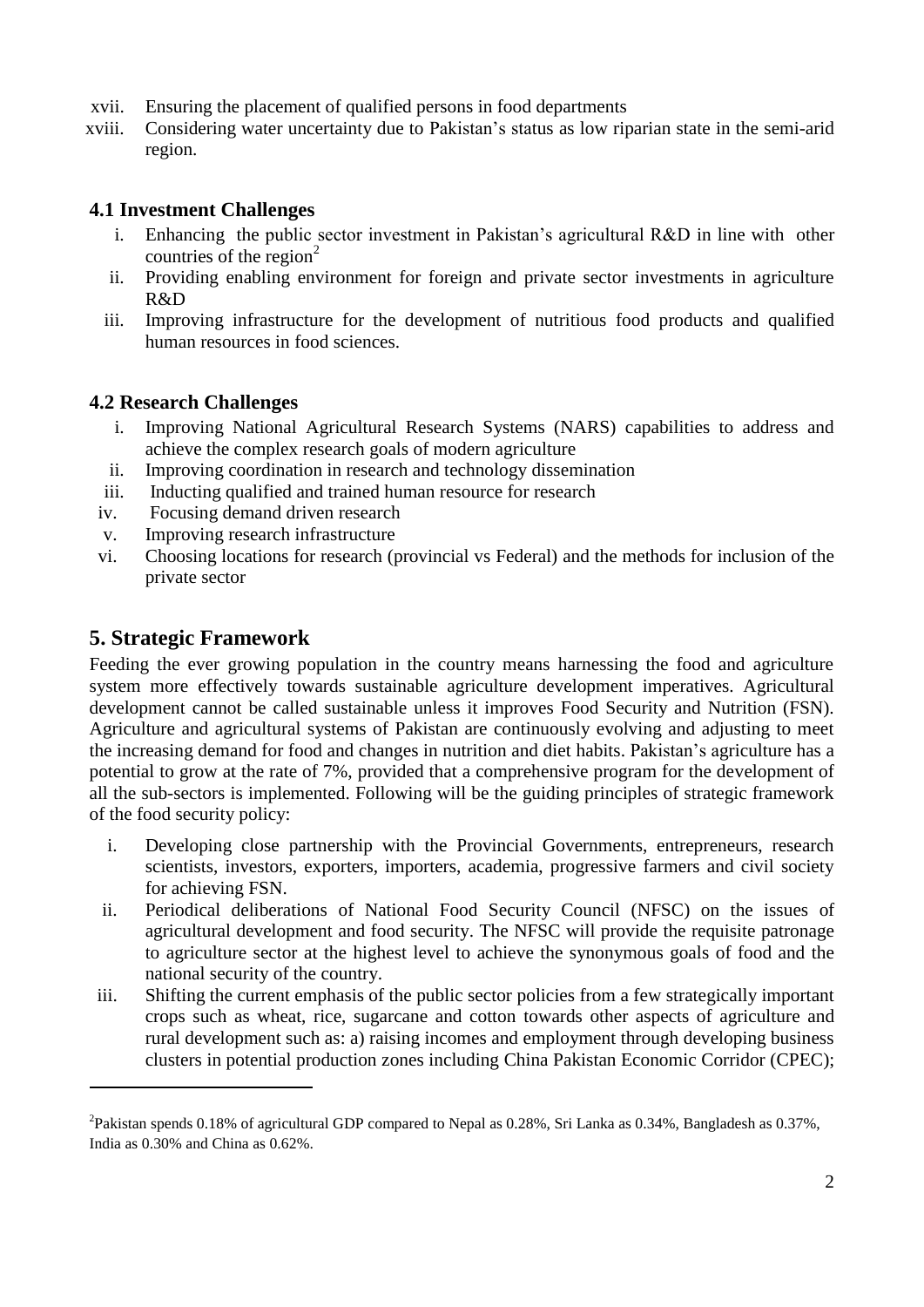xvii. Ensuring the placement of qualified persons in food departments

xviii. Considering water uncertainty due to Pakistan's status as low riparian state in the semi-arid region.

### 4.1 Investment Challenges

i. Enhancing the public sector investment in Pakistan's agricultural R&D in line with other countries of the region[2]

ii. Providing enabling environment for foreign and private sector investments in agriculture R&D

iii. Improving infrastructure for the development of nutritious food products and qualified human resources in food sciences.

### 4.2 Research Challenges

i. Improving National Agricultural Research Systems (NARS) capabilities to address and achieve the complex research goals of modern agriculture

ii. Improving coordination in research and technology dissemination

iii. Inducting qualified and trained human resource for research

iv. Focusing demand driven research

v. Improving research infrastructure

vi. Choosing locations for research (provincial vs Federal) and the methods for inclusion of the private sector

## 5. Strategic Framework

Feeding the ever growing population in the country means harnessing the food and agriculture system more effectively towards sustainable agriculture development imperatives. Agricultural development cannot be called sustainable unless it improves Food Security and Nutrition (FSN). Agriculture and agricultural systems of Pakistan are continuously evolving and adjusting to meet the increasing demand for food and changes in nutrition and diet habits. Pakistan's agriculture has a potential to grow at the rate of 7%, provided that a comprehensive program for the development of all the sub-sectors is implemented. Following will be the guiding principles of strategic framework of the food security policy:

i. Developing close partnership with the Provincial Governments, entrepreneurs, research scientists, investors, exporters, importers, academia, progressive farmers and civil society for achieving FSN.

ii. Periodical deliberations of National Food Security Council (NFSC) on the issues of agricultural development and food security. The NFSC will provide the requisite patronage to agriculture sector at the highest level to achieve the synonymous goals of food and the national security of the country.

iii. Shifting the current emphasis of the public sector policies from a few strategically important crops such as wheat, rice, sugarcane and cotton towards other aspects of agriculture and rural development such as: a) raising incomes and employment through developing business clusters in potential production zones including China Pakistan Economic Corridor (CPEC);

---

[2]Pakistan spends 0.18% of agricultural GDP compared to Nepal as 0.28%, Sri Lanka as 0.34%, Bangladesh as 0.37%, India as 0.30% and China as 0.62%.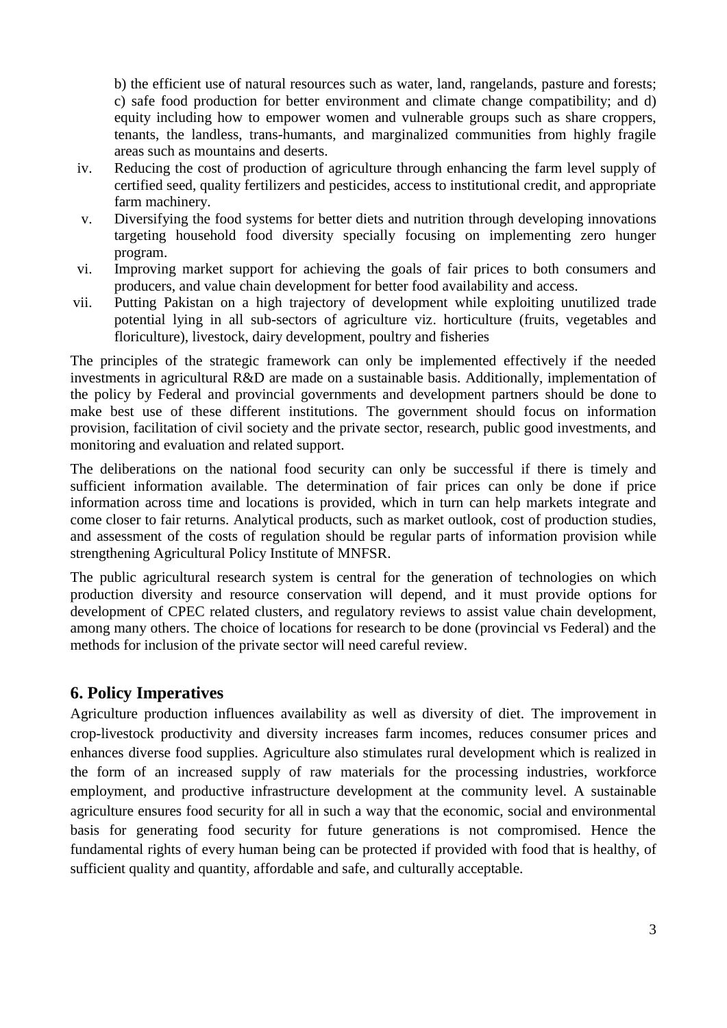b) the efficient use of natural resources such as water, land, rangelands, pasture and forests; c) safe food production for better environment and climate change compatibility; and d) equity including how to empower women and vulnerable groups such as share croppers, tenants, the landless, trans-humants, and marginalized communities from highly fragile areas such as mountains and deserts.

iv. Reducing the cost of production of agriculture through enhancing the farm level supply of certified seed, quality fertilizers and pesticides, access to institutional credit, and appropriate farm machinery.

v. Diversifying the food systems for better diets and nutrition through developing innovations targeting household food diversity specially focusing on implementing zero hunger program.

vi. Improving market support for achieving the goals of fair prices to both consumers and producers, and value chain development for better food availability and access.

vii. Putting Pakistan on a high trajectory of development while exploiting unutilized trade potential lying in all sub-sectors of agriculture viz. horticulture (fruits, vegetables and floriculture), livestock, dairy development, poultry and fisheries

The principles of the strategic framework can only be implemented effectively if the needed investments in agricultural R&D are made on a sustainable basis. Additionally, implementation of the policy by Federal and provincial governments and development partners should be done to make best use of these different institutions. The government should focus on information provision, facilitation of civil society and the private sector, research, public good investments, and monitoring and evaluation and related support.

The deliberations on the national food security can only be successful if there is timely and sufficient information available. The determination of fair prices can only be done if price information across time and locations is provided, which in turn can help markets integrate and come closer to fair returns. Analytical products, such as market outlook, cost of production studies, and assessment of the costs of regulation should be regular parts of information provision while strengthening Agricultural Policy Institute of MNFSR.

The public agricultural research system is central for the generation of technologies on which production diversity and resource conservation will depend, and it must provide options for development of CPEC related clusters, and regulatory reviews to assist value chain development, among many others. The choice of locations for research to be done (provincial vs Federal) and the methods for inclusion of the private sector will need careful review.

## 6. Policy Imperatives

Agriculture production influences availability as well as diversity of diet. The improvement in crop-livestock productivity and diversity increases farm incomes, reduces consumer prices and enhances diverse food supplies. Agriculture also stimulates rural development which is realized in the form of an increased supply of raw materials for the processing industries, workforce employment, and productive infrastructure development at the community level. A sustainable agriculture ensures food security for all in such a way that the economic, social and environmental basis for generating food security for future generations is not compromised. Hence the fundamental rights of every human being can be protected if provided with food that is healthy, of sufficient quality and quantity, affordable and safe, and culturally acceptable.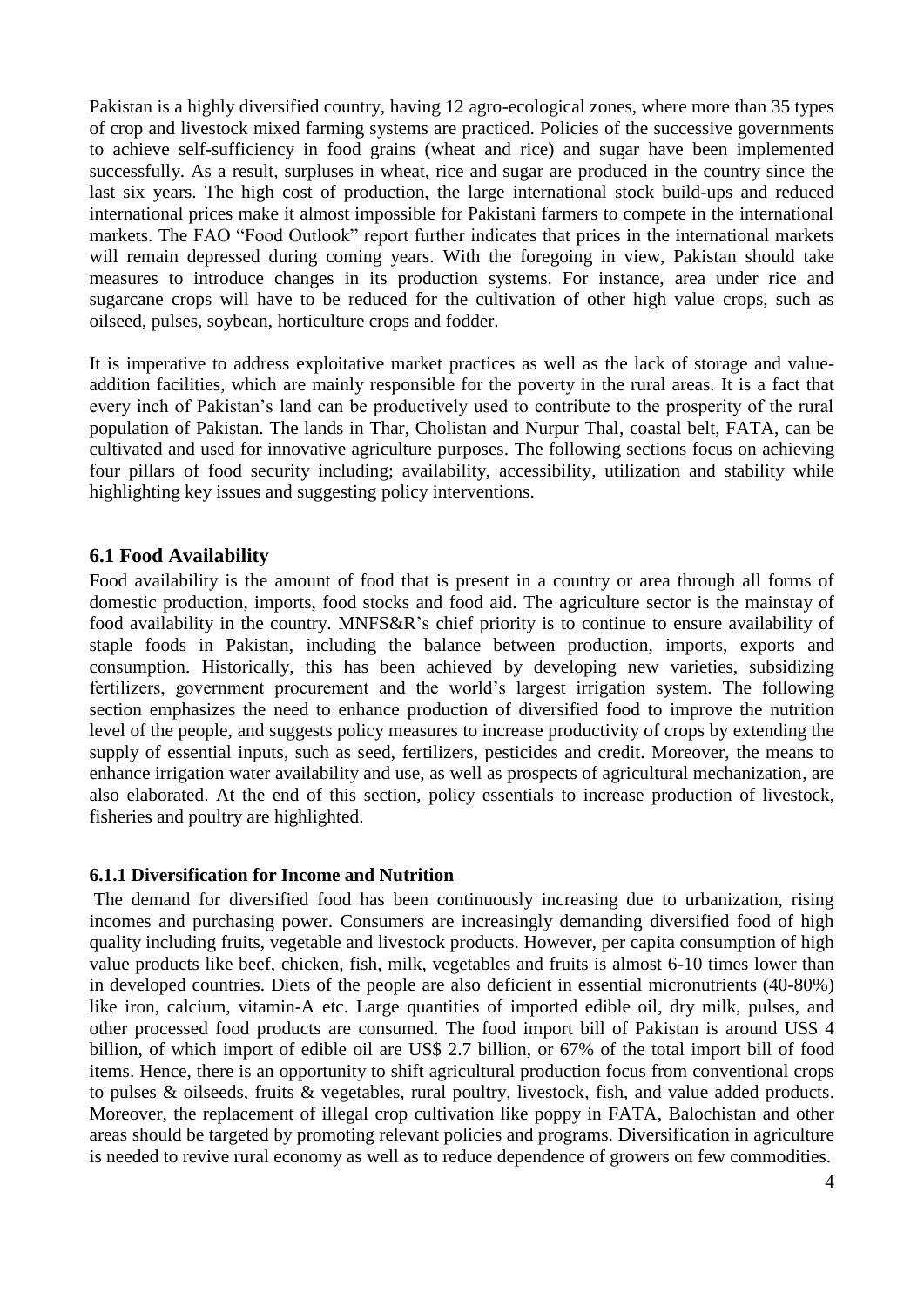Pakistan is a highly diversified country, having 12 agro-ecological zones, where more than 35 types of crop and livestock mixed farming systems are practiced. Policies of the successive governments to achieve self-sufficiency in food grains (wheat and rice) and sugar have been implemented successfully. As a result, surpluses in wheat, rice and sugar are produced in the country since the last six years. The high cost of production, the large international stock build-ups and reduced international prices make it almost impossible for Pakistani farmers to compete in the international markets. The FAO "Food Outlook" report further indicates that prices in the international markets will remain depressed during coming years. With the foregoing in view, Pakistan should take measures to introduce changes in its production systems. For instance, area under rice and sugarcane crops will have to be reduced for the cultivation of other high value crops, such as oilseed, pulses, soybean, horticulture crops and fodder.

It is imperative to address exploitative market practices as well as the lack of storage and value-addition facilities, which are mainly responsible for the poverty in the rural areas. It is a fact that every inch of Pakistan's land can be productively used to contribute to the prosperity of the rural population of Pakistan. The lands in Thar, Cholistan and Nurpur Thal, coastal belt, FATA, can be cultivated and used for innovative agriculture purposes. The following sections focus on achieving four pillars of food security including; availability, accessibility, utilization and stability while highlighting key issues and suggesting policy interventions.

## 6.1 Food Availability

Food availability is the amount of food that is present in a country or area through all forms of domestic production, imports, food stocks and food aid. The agriculture sector is the mainstay of food availability in the country. MNFS&R's chief priority is to continue to ensure availability of staple foods in Pakistan, including the balance between production, imports, exports and consumption. Historically, this has been achieved by developing new varieties, subsidizing fertilizers, government procurement and the world's largest irrigation system. The following section emphasizes the need to enhance production of diversified food to improve the nutrition level of the people, and suggests policy measures to increase productivity of crops by extending the supply of essential inputs, such as seed, fertilizers, pesticides and credit. Moreover, the means to enhance irrigation water availability and use, as well as prospects of agricultural mechanization, are also elaborated. At the end of this section, policy essentials to increase production of livestock, fisheries and poultry are highlighted.

### 6.1.1 Diversification for Income and Nutrition

The demand for diversified food has been continuously increasing due to urbanization, rising incomes and purchasing power. Consumers are increasingly demanding diversified food of high quality including fruits, vegetable and livestock products. However, per capita consumption of high value products like beef, chicken, fish, milk, vegetables and fruits is almost 6-10 times lower than in developed countries. Diets of the people are also deficient in essential micronutrients (40-80%) like iron, calcium, vitamin-A etc. Large quantities of imported edible oil, dry milk, pulses, and other processed food products are consumed. The food import bill of Pakistan is around US$ 4 billion, of which import of edible oil are US$ 2.7 billion, or 67% of the total import bill of food items. Hence, there is an opportunity to shift agricultural production focus from conventional crops to pulses & oilseeds, fruits & vegetables, rural poultry, livestock, fish, and value added products. Moreover, the replacement of illegal crop cultivation like poppy in FATA, Balochistan and other areas should be targeted by promoting relevant policies and programs. Diversification in agriculture is needed to revive rural economy as well as to reduce dependence of growers on few commodities.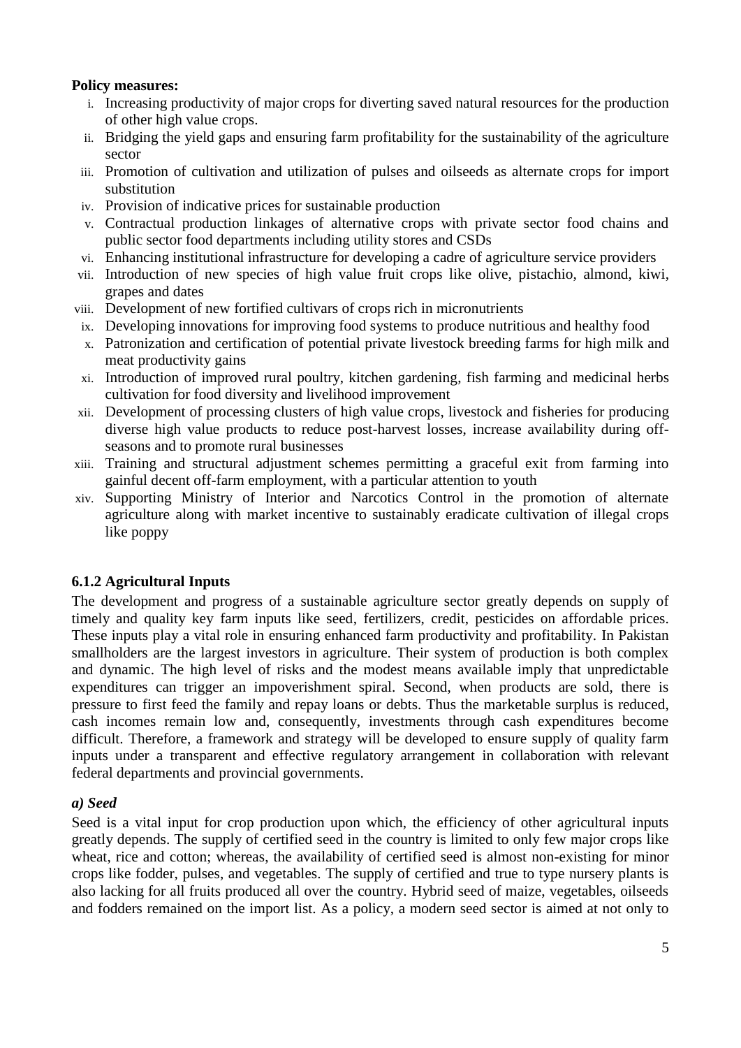**Policy measures:**

i. Increasing productivity of major crops for diverting saved natural resources for the production of other high value crops.
ii. Bridging the yield gaps and ensuring farm profitability for the sustainability of the agriculture sector
iii. Promotion of cultivation and utilization of pulses and oilseeds as alternate crops for import substitution
iv. Provision of indicative prices for sustainable production
v. Contractual production linkages of alternative crops with private sector food chains and public sector food departments including utility stores and CSDs
vi. Enhancing institutional infrastructure for developing a cadre of agriculture service providers
vii. Introduction of new species of high value fruit crops like olive, pistachio, almond, kiwi, grapes and dates
viii. Development of new fortified cultivars of crops rich in micronutrients
ix. Developing innovations for improving food systems to produce nutritious and healthy food
x. Patronization and certification of potential private livestock breeding farms for high milk and meat productivity gains
xi. Introduction of improved rural poultry, kitchen gardening, fish farming and medicinal herbs cultivation for food diversity and livelihood improvement
xii. Development of processing clusters of high value crops, livestock and fisheries for producing diverse high value products to reduce post-harvest losses, increase availability during off-seasons and to promote rural businesses
xiii. Training and structural adjustment schemes permitting a graceful exit from farming into gainful decent off-farm employment, with a particular attention to youth
xiv. Supporting Ministry of Interior and Narcotics Control in the promotion of alternate agriculture along with market incentive to sustainably eradicate cultivation of illegal crops like poppy

### 6.1.2 Agricultural Inputs

The development and progress of a sustainable agriculture sector greatly depends on supply of timely and quality key farm inputs like seed, fertilizers, credit, pesticides on affordable prices. These inputs play a vital role in ensuring enhanced farm productivity and profitability. In Pakistan smallholders are the largest investors in agriculture. Their system of production is both complex and dynamic. The high level of risks and the modest means available imply that unpredictable expenditures can trigger an impoverishment spiral. Second, when products are sold, there is pressure to first feed the family and repay loans or debts. Thus the marketable surplus is reduced, cash incomes remain low and, consequently, investments through cash expenditures become difficult. Therefore, a framework and strategy will be developed to ensure supply of quality farm inputs under a transparent and effective regulatory arrangement in collaboration with relevant federal departments and provincial governments.

#### *a) Seed*

Seed is a vital input for crop production upon which, the efficiency of other agricultural inputs greatly depends. The supply of certified seed in the country is limited to only few major crops like wheat, rice and cotton; whereas, the availability of certified seed is almost non-existing for minor crops like fodder, pulses, and vegetables. The supply of certified and true to type nursery plants is also lacking for all fruits produced all over the country. Hybrid seed of maize, vegetables, oilseeds and fodders remained on the import list. As a policy, a modern seed sector is aimed at not only to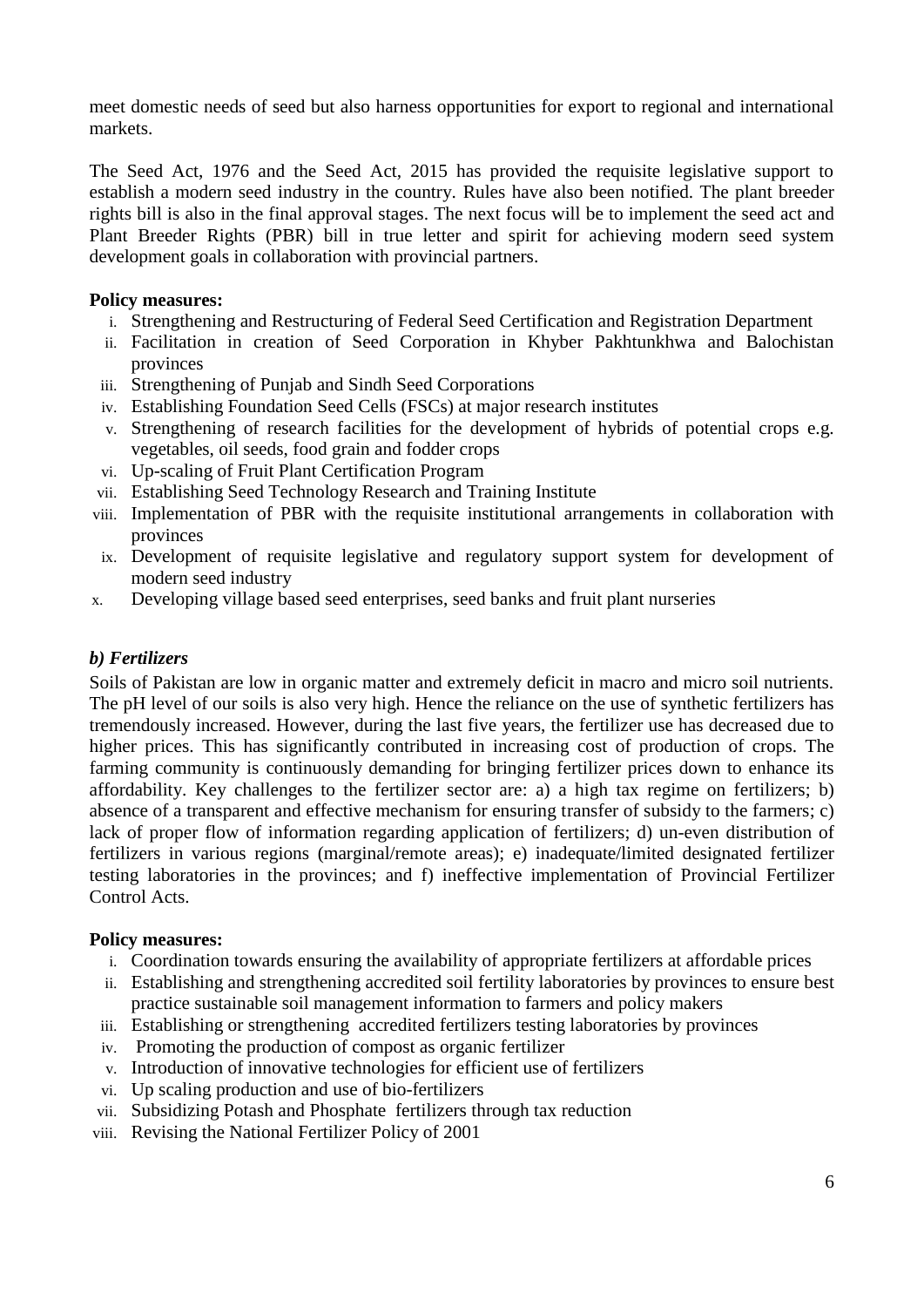meet domestic needs of seed but also harness opportunities for export to regional and international markets.

The Seed Act, 1976 and the Seed Act, 2015 has provided the requisite legislative support to establish a modern seed industry in the country. Rules have also been notified. The plant breeder rights bill is also in the final approval stages. The next focus will be to implement the seed act and Plant Breeder Rights (PBR) bill in true letter and spirit for achieving modern seed system development goals in collaboration with provincial partners.

**Policy measures:**

i. Strengthening and Restructuring of Federal Seed Certification and Registration Department
ii. Facilitation in creation of Seed Corporation in Khyber Pakhtunkhwa and Balochistan provinces
iii. Strengthening of Punjab and Sindh Seed Corporations
iv. Establishing Foundation Seed Cells (FSCs) at major research institutes
v. Strengthening of research facilities for the development of hybrids of potential crops e.g. vegetables, oil seeds, food grain and fodder crops
vi. Up-scaling of Fruit Plant Certification Program
vii. Establishing Seed Technology Research and Training Institute
viii. Implementation of PBR with the requisite institutional arrangements in collaboration with provinces
ix. Development of requisite legislative and regulatory support system for development of modern seed industry
x. Developing village based seed enterprises, seed banks and fruit plant nurseries

### *b) Fertilizers*

Soils of Pakistan are low in organic matter and extremely deficit in macro and micro soil nutrients. The pH level of our soils is also very high. Hence the reliance on the use of synthetic fertilizers has tremendously increased. However, during the last five years, the fertilizer use has decreased due to higher prices. This has significantly contributed in increasing cost of production of crops. The farming community is continuously demanding for bringing fertilizer prices down to enhance its affordability. Key challenges to the fertilizer sector are: a) a high tax regime on fertilizers; b) absence of a transparent and effective mechanism for ensuring transfer of subsidy to the farmers; c) lack of proper flow of information regarding application of fertilizers; d) un-even distribution of fertilizers in various regions (marginal/remote areas); e) inadequate/limited designated fertilizer testing laboratories in the provinces; and f) ineffective implementation of Provincial Fertilizer Control Acts.

**Policy measures:**

i. Coordination towards ensuring the availability of appropriate fertilizers at affordable prices
ii. Establishing and strengthening accredited soil fertility laboratories by provinces to ensure best practice sustainable soil management information to farmers and policy makers
iii. Establishing or strengthening accredited fertilizers testing laboratories by provinces
iv. Promoting the production of compost as organic fertilizer
v. Introduction of innovative technologies for efficient use of fertilizers
vi. Up scaling production and use of bio-fertilizers
vii. Subsidizing Potash and Phosphate fertilizers through tax reduction
viii. Revising the National Fertilizer Policy of 2001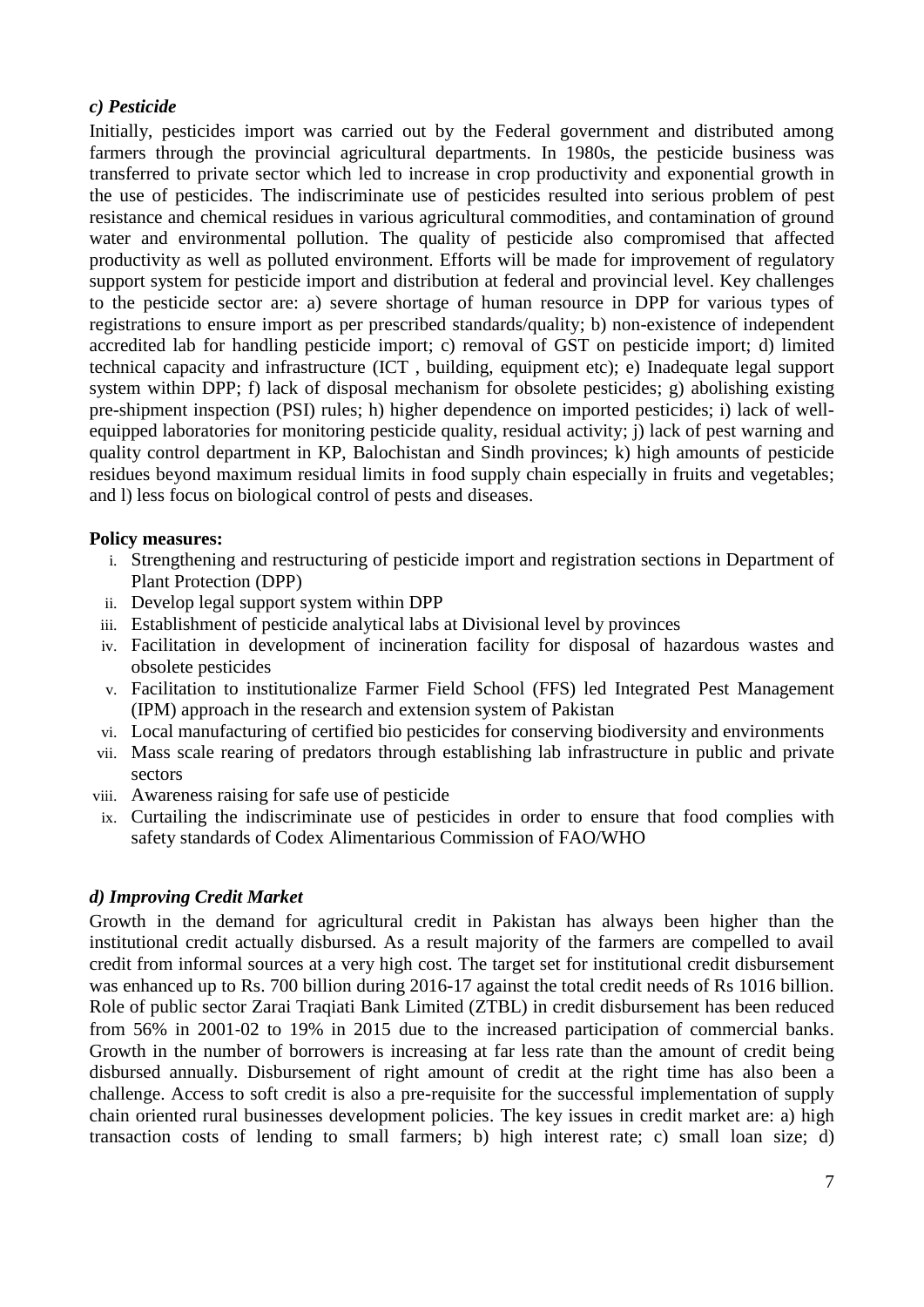### *c) Pesticide*

Initially, pesticides import was carried out by the Federal government and distributed among farmers through the provincial agricultural departments. In 1980s, the pesticide business was transferred to private sector which led to increase in crop productivity and exponential growth in the use of pesticides. The indiscriminate use of pesticides resulted into serious problem of pest resistance and chemical residues in various agricultural commodities, and contamination of ground water and environmental pollution. The quality of pesticide also compromised that affected productivity as well as polluted environment. Efforts will be made for improvement of regulatory support system for pesticide import and distribution at federal and provincial level. Key challenges to the pesticide sector are: a) severe shortage of human resource in DPP for various types of registrations to ensure import as per prescribed standards/quality; b) non-existence of independent accredited lab for handling pesticide import; c) removal of GST on pesticide import; d) limited technical capacity and infrastructure (ICT , building, equipment etc); e) Inadequate legal support system within DPP; f) lack of disposal mechanism for obsolete pesticides; g) abolishing existing pre-shipment inspection (PSI) rules; h) higher dependence on imported pesticides; i) lack of well-equipped laboratories for monitoring pesticide quality, residual activity; j) lack of pest warning and quality control department in KP, Balochistan and Sindh provinces; k) high amounts of pesticide residues beyond maximum residual limits in food supply chain especially in fruits and vegetables; and l) less focus on biological control of pests and diseases.

**Policy measures:**

i. Strengthening and restructuring of pesticide import and registration sections in Department of Plant Protection (DPP)
ii. Develop legal support system within DPP
iii. Establishment of pesticide analytical labs at Divisional level by provinces
iv. Facilitation in development of incineration facility for disposal of hazardous wastes and obsolete pesticides
v. Facilitation to institutionalize Farmer Field School (FFS) led Integrated Pest Management (IPM) approach in the research and extension system of Pakistan
vi. Local manufacturing of certified bio pesticides for conserving biodiversity and environments
vii. Mass scale rearing of predators through establishing lab infrastructure in public and private sectors
viii. Awareness raising for safe use of pesticide
ix. Curtailing the indiscriminate use of pesticides in order to ensure that food complies with safety standards of Codex Alimentarious Commission of FAO/WHO

### *d) Improving Credit Market*

Growth in the demand for agricultural credit in Pakistan has always been higher than the institutional credit actually disbursed. As a result majority of the farmers are compelled to avail credit from informal sources at a very high cost. The target set for institutional credit disbursement was enhanced up to Rs. 700 billion during 2016-17 against the total credit needs of Rs 1016 billion. Role of public sector Zarai Traqiati Bank Limited (ZTBL) in credit disbursement has been reduced from 56% in 2001-02 to 19% in 2015 due to the increased participation of commercial banks. Growth in the number of borrowers is increasing at far less rate than the amount of credit being disbursed annually. Disbursement of right amount of credit at the right time has also been a challenge. Access to soft credit is also a pre-requisite for the successful implementation of supply chain oriented rural businesses development policies. The key issues in credit market are: a) high transaction costs of lending to small farmers; b) high interest rate; c) small loan size; d)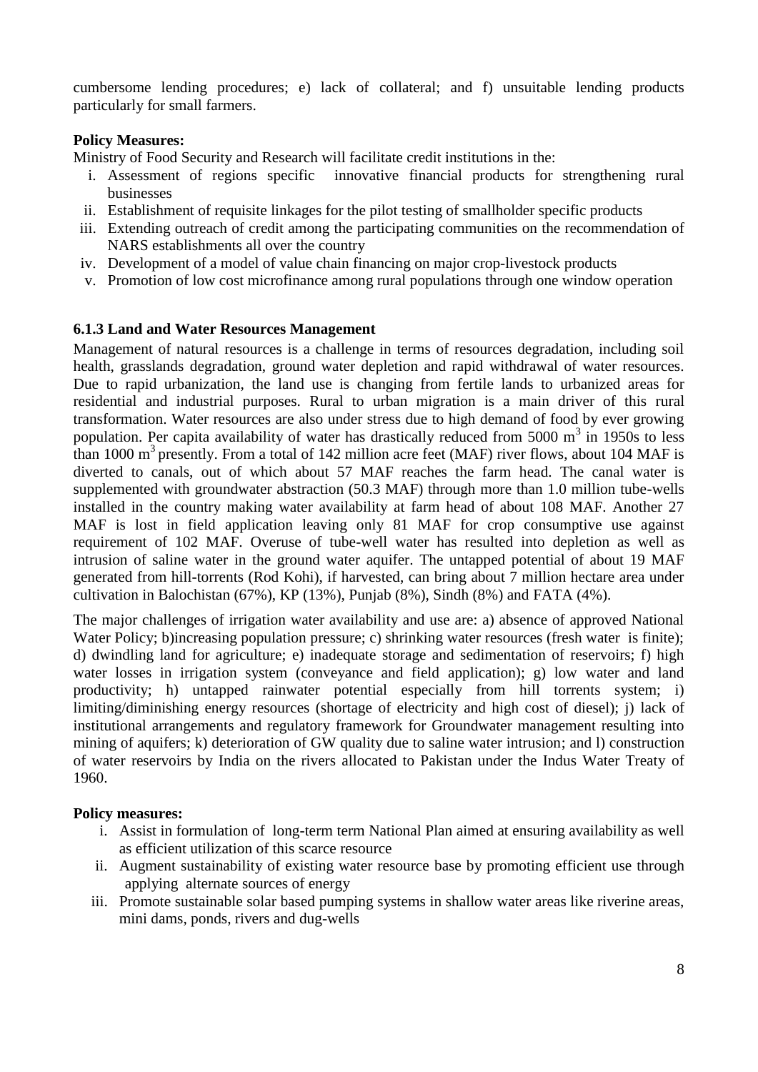cumbersome lending procedures; e) lack of collateral; and f) unsuitable lending products particularly for small farmers.

**Policy Measures:**

Ministry of Food Security and Research will facilitate credit institutions in the:

i. Assessment of regions specific innovative financial products for strengthening rural businesses
ii. Establishment of requisite linkages for the pilot testing of smallholder specific products
iii. Extending outreach of credit among the participating communities on the recommendation of NARS establishments all over the country
iv. Development of a model of value chain financing on major crop-livestock products
v. Promotion of low cost microfinance among rural populations through one window operation

### 6.1.3 Land and Water Resources Management

Management of natural resources is a challenge in terms of resources degradation, including soil health, grasslands degradation, ground water depletion and rapid withdrawal of water resources. Due to rapid urbanization, the land use is changing from fertile lands to urbanized areas for residential and industrial purposes. Rural to urban migration is a main driver of this rural transformation. Water resources are also under stress due to high demand of food by ever growing population. Per capita availability of water has drastically reduced from 5000 $m^3$ in 1950s to less than 1000 $m^3$ presently. From a total of 142 million acre feet (MAF) river flows, about 104 MAF is diverted to canals, out of which about 57 MAF reaches the farm head. The canal water is supplemented with groundwater abstraction (50.3 MAF) through more than 1.0 million tube-wells installed in the country making water availability at farm head of about 108 MAF. Another 27 MAF is lost in field application leaving only 81 MAF for crop consumptive use against requirement of 102 MAF. Overuse of tube-well water has resulted into depletion as well as intrusion of saline water in the ground water aquifer. The untapped potential of about 19 MAF generated from hill-torrents (Rod Kohi), if harvested, can bring about 7 million hectare area under cultivation in Balochistan (67%), KP (13%), Punjab (8%), Sindh (8%) and FATA (4%).

The major challenges of irrigation water availability and use are: a) absence of approved National Water Policy; b)increasing population pressure; c) shrinking water resources (fresh water is finite); d) dwindling land for agriculture; e) inadequate storage and sedimentation of reservoirs; f) high water losses in irrigation system (conveyance and field application); g) low water and land productivity; h) untapped rainwater potential especially from hill torrents system; i) limiting/diminishing energy resources (shortage of electricity and high cost of diesel); j) lack of institutional arrangements and regulatory framework for Groundwater management resulting into mining of aquifers; k) deterioration of GW quality due to saline water intrusion; and l) construction of water reservoirs by India on the rivers allocated to Pakistan under the Indus Water Treaty of 1960.

**Policy measures:**

i. Assist in formulation of long-term term National Plan aimed at ensuring availability as well as efficient utilization of this scarce resource
ii. Augment sustainability of existing water resource base by promoting efficient use through applying alternate sources of energy
iii. Promote sustainable solar based pumping systems in shallow water areas like riverine areas, mini dams, ponds, rivers and dug-wells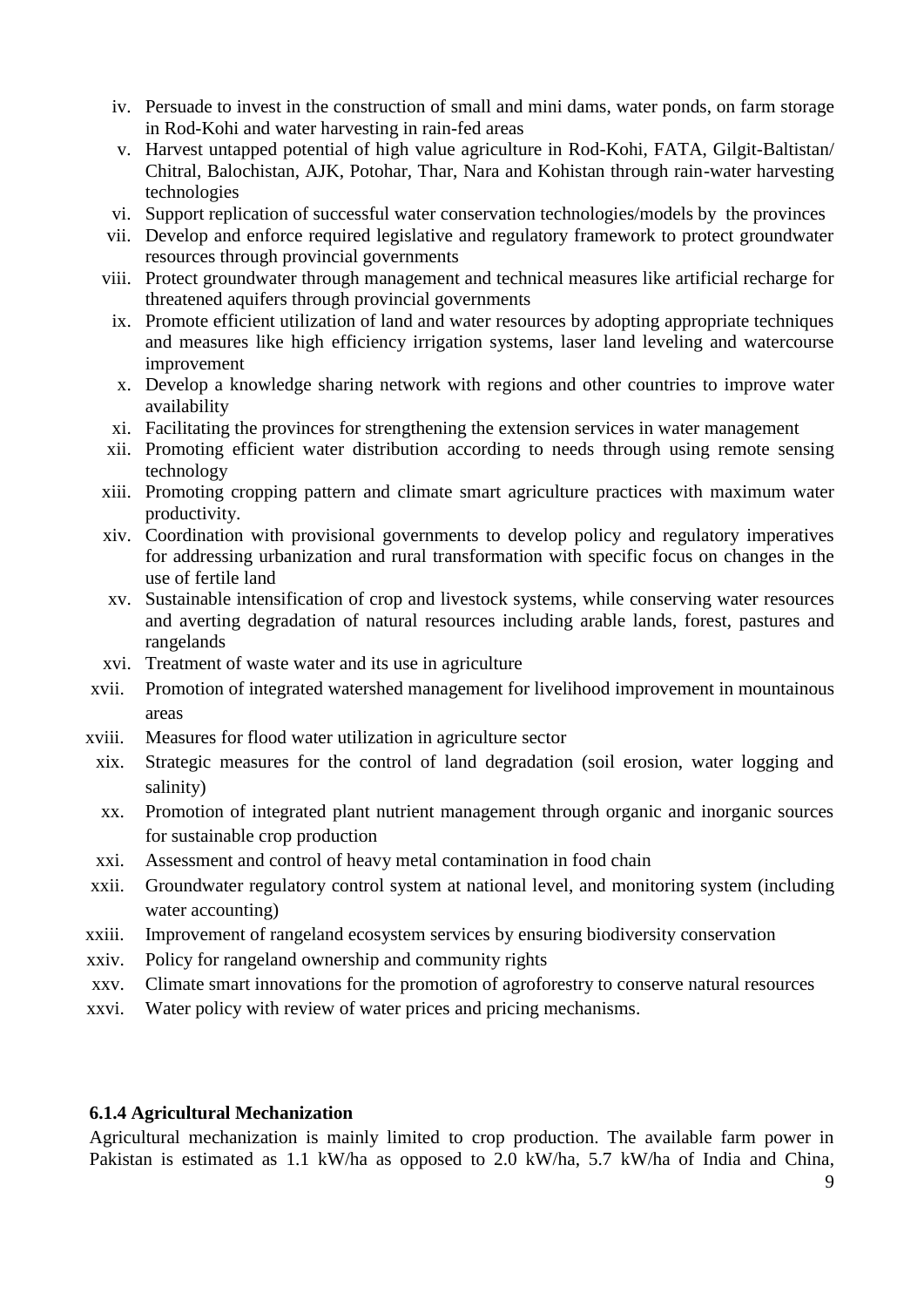iv. Persuade to invest in the construction of small and mini dams, water ponds, on farm storage in Rod-Kohi and water harvesting in rain-fed areas
v. Harvest untapped potential of high value agriculture in Rod-Kohi, FATA, Gilgit-Baltistan/ Chitral, Balochistan, AJK, Potohar, Thar, Nara and Kohistan through rain-water harvesting technologies
vi. Support replication of successful water conservation technologies/models by the provinces
vii. Develop and enforce required legislative and regulatory framework to protect groundwater resources through provincial governments
viii. Protect groundwater through management and technical measures like artificial recharge for threatened aquifers through provincial governments
ix. Promote efficient utilization of land and water resources by adopting appropriate techniques and measures like high efficiency irrigation systems, laser land leveling and watercourse improvement
x. Develop a knowledge sharing network with regions and other countries to improve water availability
xi. Facilitating the provinces for strengthening the extension services in water management
xii. Promoting efficient water distribution according to needs through using remote sensing technology
xiii. Promoting cropping pattern and climate smart agriculture practices with maximum water productivity.
xiv. Coordination with provisional governments to develop policy and regulatory imperatives for addressing urbanization and rural transformation with specific focus on changes in the use of fertile land
xv. Sustainable intensification of crop and livestock systems, while conserving water resources and averting degradation of natural resources including arable lands, forest, pastures and rangelands
xvi. Treatment of waste water and its use in agriculture
xvii. Promotion of integrated watershed management for livelihood improvement in mountainous areas
xviii. Measures for flood water utilization in agriculture sector
xix. Strategic measures for the control of land degradation (soil erosion, water logging and salinity)
xx. Promotion of integrated plant nutrient management through organic and inorganic sources for sustainable crop production
xxi. Assessment and control of heavy metal contamination in food chain
xxii. Groundwater regulatory control system at national level, and monitoring system (including water accounting)
xxiii. Improvement of rangeland ecosystem services by ensuring biodiversity conservation
xxiv. Policy for rangeland ownership and community rights
xxv. Climate smart innovations for the promotion of agroforestry to conserve natural resources
xxvi. Water policy with review of water prices and pricing mechanisms.

#### 6.1.4 Agricultural Mechanization

Agricultural mechanization is mainly limited to crop production. The available farm power in Pakistan is estimated as 1.1 kW/ha as opposed to 2.0 kW/ha, 5.7 kW/ha of India and China,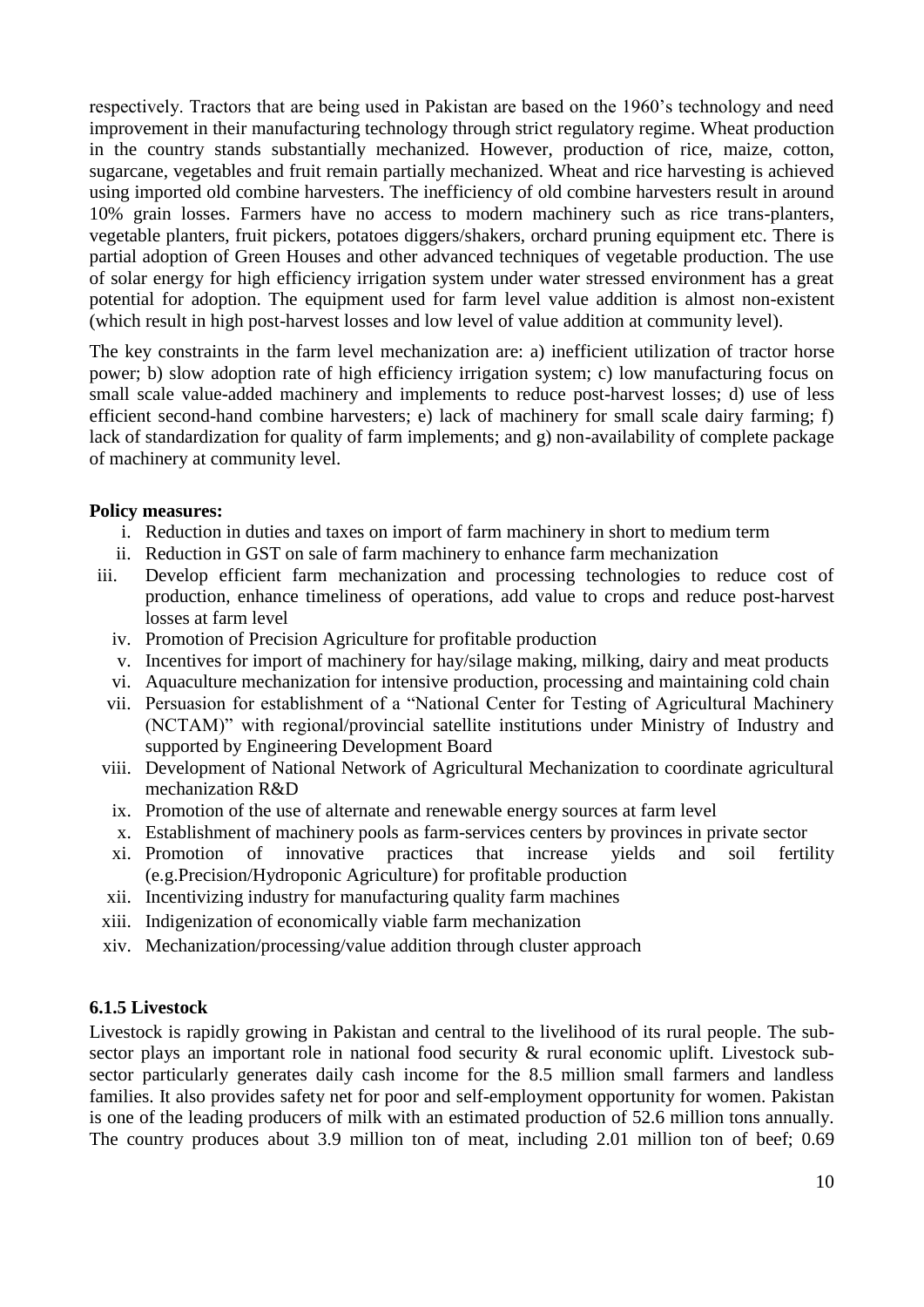respectively. Tractors that are being used in Pakistan are based on the 1960's technology and need improvement in their manufacturing technology through strict regulatory regime. Wheat production in the country stands substantially mechanized. However, production of rice, maize, cotton, sugarcane, vegetables and fruit remain partially mechanized. Wheat and rice harvesting is achieved using imported old combine harvesters. The inefficiency of old combine harvesters result in around 10% grain losses. Farmers have no access to modern machinery such as rice trans-planters, vegetable planters, fruit pickers, potatoes diggers/shakers, orchard pruning equipment etc. There is partial adoption of Green Houses and other advanced techniques of vegetable production. The use of solar energy for high efficiency irrigation system under water stressed environment has a great potential for adoption. The equipment used for farm level value addition is almost non-existent (which result in high post-harvest losses and low level of value addition at community level).

The key constraints in the farm level mechanization are: a) inefficient utilization of tractor horse power; b) slow adoption rate of high efficiency irrigation system; c) low manufacturing focus on small scale value-added machinery and implements to reduce post-harvest losses; d) use of less efficient second-hand combine harvesters; e) lack of machinery for small scale dairy farming; f) lack of standardization for quality of farm implements; and g) non-availability of complete package of machinery at community level.

**Policy measures:**

i. Reduction in duties and taxes on import of farm machinery in short to medium term
ii. Reduction in GST on sale of farm machinery to enhance farm mechanization
iii. Develop efficient farm mechanization and processing technologies to reduce cost of production, enhance timeliness of operations, add value to crops and reduce post-harvest losses at farm level
iv. Promotion of Precision Agriculture for profitable production
v. Incentives for import of machinery for hay/silage making, milking, dairy and meat products
vi. Aquaculture mechanization for intensive production, processing and maintaining cold chain
vii. Persuasion for establishment of a "National Center for Testing of Agricultural Machinery (NCTAM)" with regional/provincial satellite institutions under Ministry of Industry and supported by Engineering Development Board
viii. Development of National Network of Agricultural Mechanization to coordinate agricultural mechanization R&D
ix. Promotion of the use of alternate and renewable energy sources at farm level
x. Establishment of machinery pools as farm-services centers by provinces in private sector
xi. Promotion of innovative practices that increase yields and soil fertility (e.g.Precision/Hydroponic Agriculture) for profitable production
xii. Incentivizing industry for manufacturing quality farm machines
xiii. Indigenization of economically viable farm mechanization
xiv. Mechanization/processing/value addition through cluster approach

### 6.1.5 Livestock

Livestock is rapidly growing in Pakistan and central to the livelihood of its rural people. The sub-sector plays an important role in national food security & rural economic uplift. Livestock sub-sector particularly generates daily cash income for the 8.5 million small farmers and landless families. It also provides safety net for poor and self-employment opportunity for women. Pakistan is one of the leading producers of milk with an estimated production of 52.6 million tons annually. The country produces about 3.9 million ton of meat, including 2.01 million ton of beef; 0.69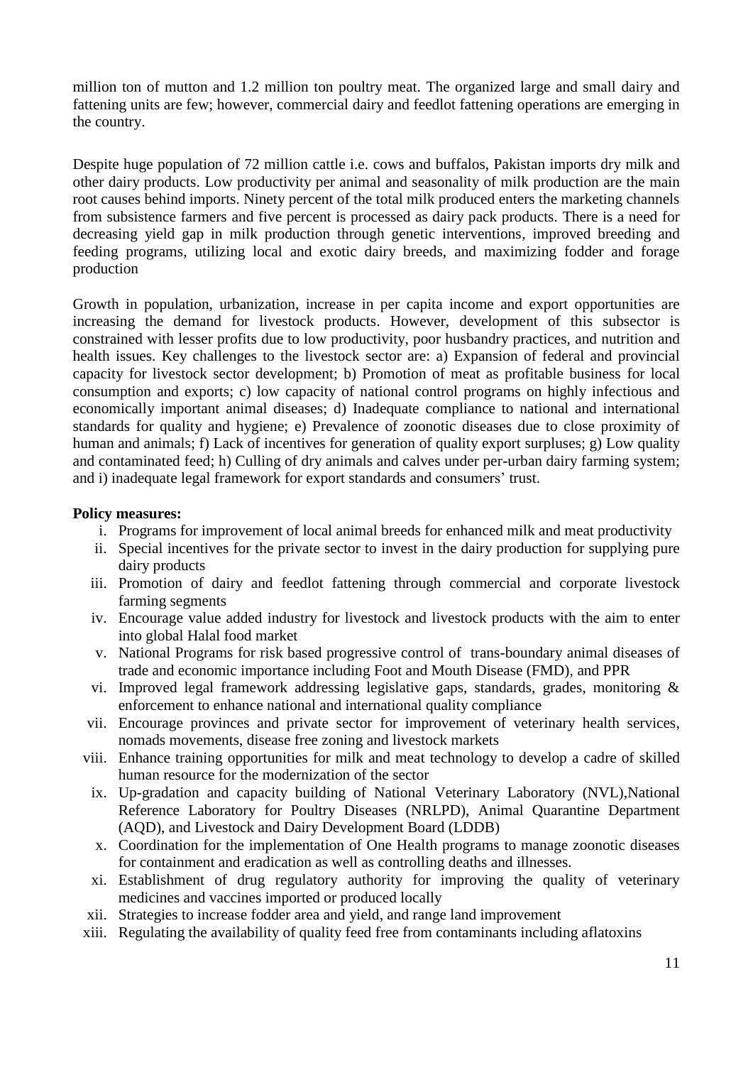million ton of mutton and 1.2 million ton poultry meat. The organized large and small dairy and fattening units are few; however, commercial dairy and feedlot fattening operations are emerging in the country.

Despite huge population of 72 million cattle i.e. cows and buffalos, Pakistan imports dry milk and other dairy products. Low productivity per animal and seasonality of milk production are the main root causes behind imports. Ninety percent of the total milk produced enters the marketing channels from subsistence farmers and five percent is processed as dairy pack products. There is a need for decreasing yield gap in milk production through genetic interventions, improved breeding and feeding programs, utilizing local and exotic dairy breeds, and maximizing fodder and forage production

Growth in population, urbanization, increase in per capita income and export opportunities are increasing the demand for livestock products. However, development of this subsector is constrained with lesser profits due to low productivity, poor husbandry practices, and nutrition and health issues. Key challenges to the livestock sector are: a) Expansion of federal and provincial capacity for livestock sector development; b) Promotion of meat as profitable business for local consumption and exports; c) low capacity of national control programs on highly infectious and economically important animal diseases; d) Inadequate compliance to national and international standards for quality and hygiene; e) Prevalence of zoonotic diseases due to close proximity of human and animals; f) Lack of incentives for generation of quality export surpluses; g) Low quality and contaminated feed; h) Culling of dry animals and calves under per-urban dairy farming system; and i) inadequate legal framework for export standards and consumers' trust.

**Policy measures:**

i. Programs for improvement of local animal breeds for enhanced milk and meat productivity
ii. Special incentives for the private sector to invest in the dairy production for supplying pure dairy products
iii. Promotion of dairy and feedlot fattening through commercial and corporate livestock farming segments
iv. Encourage value added industry for livestock and livestock products with the aim to enter into global Halal food market
v. National Programs for risk based progressive control of trans-boundary animal diseases of trade and economic importance including Foot and Mouth Disease (FMD), and PPR
vi. Improved legal framework addressing legislative gaps, standards, grades, monitoring & enforcement to enhance national and international quality compliance
vii. Encourage provinces and private sector for improvement of veterinary health services, nomads movements, disease free zoning and livestock markets
viii. Enhance training opportunities for milk and meat technology to develop a cadre of skilled human resource for the modernization of the sector
ix. Up-gradation and capacity building of National Veterinary Laboratory (NVL),National Reference Laboratory for Poultry Diseases (NRLPD), Animal Quarantine Department (AQD), and Livestock and Dairy Development Board (LDDB)
x. Coordination for the implementation of One Health programs to manage zoonotic diseases for containment and eradication as well as controlling deaths and illnesses.
xi. Establishment of drug regulatory authority for improving the quality of veterinary medicines and vaccines imported or produced locally
xii. Strategies to increase fodder area and yield, and range land improvement
xiii. Regulating the availability of quality feed free from contaminants including aflatoxins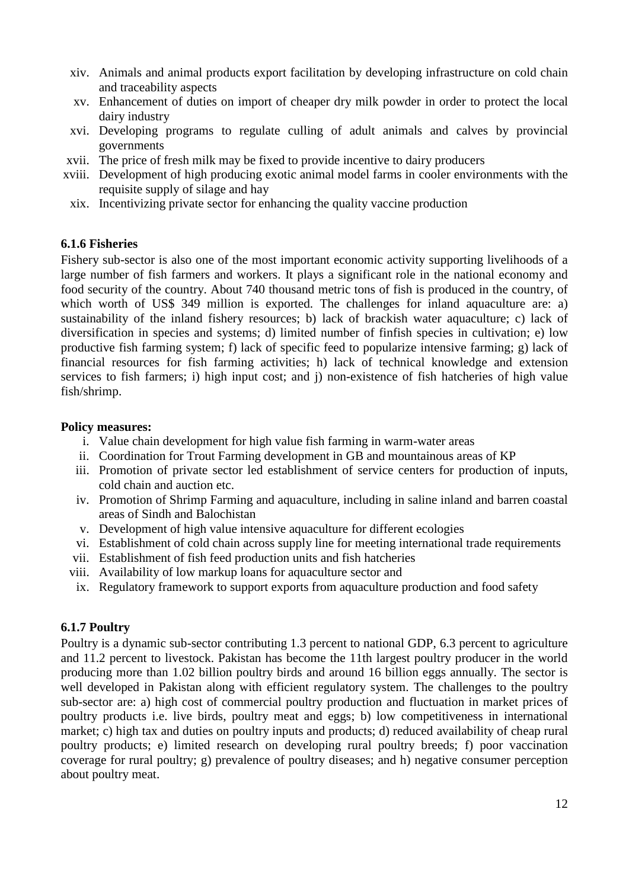xiv. Animals and animal products export facilitation by developing infrastructure on cold chain and traceability aspects
xv. Enhancement of duties on import of cheaper dry milk powder in order to protect the local dairy industry
xvi. Developing programs to regulate culling of adult animals and calves by provincial governments
xvii. The price of fresh milk may be fixed to provide incentive to dairy producers
xviii. Development of high producing exotic animal model farms in cooler environments with the requisite supply of silage and hay
xix. Incentivizing private sector for enhancing the quality vaccine production

### 6.1.6 Fisheries

Fishery sub-sector is also one of the most important economic activity supporting livelihoods of a large number of fish farmers and workers. It plays a significant role in the national economy and food security of the country. About 740 thousand metric tons of fish is produced in the country, of which worth of US$ 349 million is exported. The challenges for inland aquaculture are: a) sustainability of the inland fishery resources; b) lack of brackish water aquaculture; c) lack of diversification in species and systems; d) limited number of finfish species in cultivation; e) low productive fish farming system; f) lack of specific feed to popularize intensive farming; g) lack of financial resources for fish farming activities; h) lack of technical knowledge and extension services to fish farmers; i) high input cost; and j) non-existence of fish hatcheries of high value fish/shrimp.

**Policy measures:**

i. Value chain development for high value fish farming in warm-water areas
ii. Coordination for Trout Farming development in GB and mountainous areas of KP
iii. Promotion of private sector led establishment of service centers for production of inputs, cold chain and auction etc.
iv. Promotion of Shrimp Farming and aquaculture, including in saline inland and barren coastal areas of Sindh and Balochistan
v. Development of high value intensive aquaculture for different ecologies
vi. Establishment of cold chain across supply line for meeting international trade requirements
vii. Establishment of fish feed production units and fish hatcheries
viii. Availability of low markup loans for aquaculture sector and
ix. Regulatory framework to support exports from aquaculture production and food safety

### 6.1.7 Poultry

Poultry is a dynamic sub-sector contributing 1.3 percent to national GDP, 6.3 percent to agriculture and 11.2 percent to livestock. Pakistan has become the 11th largest poultry producer in the world producing more than 1.02 billion poultry birds and around 16 billion eggs annually. The sector is well developed in Pakistan along with efficient regulatory system. The challenges to the poultry sub-sector are: a) high cost of commercial poultry production and fluctuation in market prices of poultry products i.e. live birds, poultry meat and eggs; b) low competitiveness in international market; c) high tax and duties on poultry inputs and products; d) reduced availability of cheap rural poultry products; e) limited research on developing rural poultry breeds; f) poor vaccination coverage for rural poultry; g) prevalence of poultry diseases; and h) negative consumer perception about poultry meat.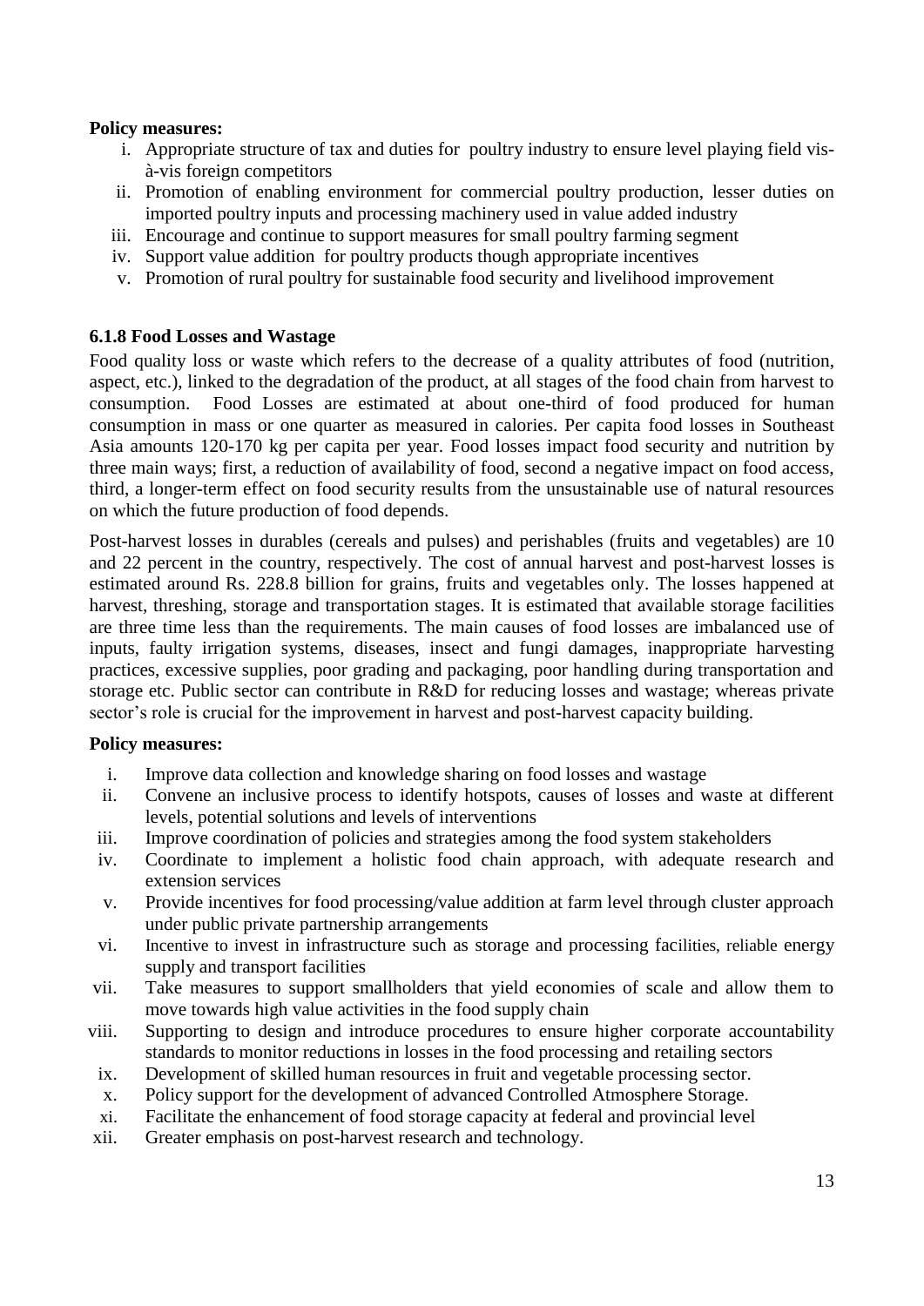**Policy measures:**

i. Appropriate structure of tax and duties for poultry industry to ensure level playing field vis-à-vis foreign competitors
ii. Promotion of enabling environment for commercial poultry production, lesser duties on imported poultry inputs and processing machinery used in value added industry
iii. Encourage and continue to support measures for small poultry farming segment
iv. Support value addition for poultry products though appropriate incentives
v. Promotion of rural poultry for sustainable food security and livelihood improvement

### 6.1.8 Food Losses and Wastage

Food quality loss or waste which refers to the decrease of a quality attributes of food (nutrition, aspect, etc.), linked to the degradation of the product, at all stages of the food chain from harvest to consumption. Food Losses are estimated at about one-third of food produced for human consumption in mass or one quarter as measured in calories. Per capita food losses in Southeast Asia amounts 120-170 kg per capita per year. Food losses impact food security and nutrition by three main ways; first, a reduction of availability of food, second a negative impact on food access, third, a longer-term effect on food security results from the unsustainable use of natural resources on which the future production of food depends.

Post-harvest losses in durables (cereals and pulses) and perishables (fruits and vegetables) are 10 and 22 percent in the country, respectively. The cost of annual harvest and post-harvest losses is estimated around Rs. 228.8 billion for grains, fruits and vegetables only. The losses happened at harvest, threshing, storage and transportation stages. It is estimated that available storage facilities are three time less than the requirements. The main causes of food losses are imbalanced use of inputs, faulty irrigation systems, diseases, insect and fungi damages, inappropriate harvesting practices, excessive supplies, poor grading and packaging, poor handling during transportation and storage etc. Public sector can contribute in R&D for reducing losses and wastage; whereas private sector's role is crucial for the improvement in harvest and post-harvest capacity building.

**Policy measures:**

i. Improve data collection and knowledge sharing on food losses and wastage
ii. Convene an inclusive process to identify hotspots, causes of losses and waste at different levels, potential solutions and levels of interventions
iii. Improve coordination of policies and strategies among the food system stakeholders
iv. Coordinate to implement a holistic food chain approach, with adequate research and extension services
v. Provide incentives for food processing/value addition at farm level through cluster approach under public private partnership arrangements
vi. Incentive to invest in infrastructure such as storage and processing facilities, reliable energy supply and transport facilities
vii. Take measures to support smallholders that yield economies of scale and allow them to move towards high value activities in the food supply chain
viii. Supporting to design and introduce procedures to ensure higher corporate accountability standards to monitor reductions in losses in the food processing and retailing sectors
ix. Development of skilled human resources in fruit and vegetable processing sector.
x. Policy support for the development of advanced Controlled Atmosphere Storage.
xi. Facilitate the enhancement of food storage capacity at federal and provincial level
xii. Greater emphasis on post-harvest research and technology.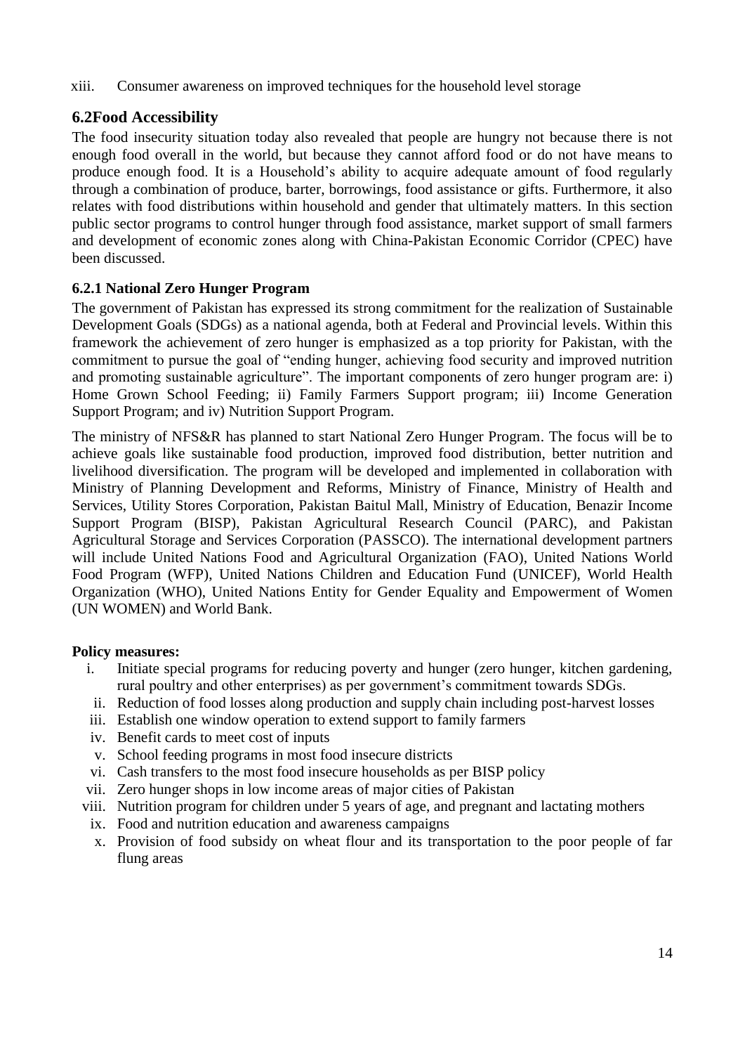xiii. Consumer awareness on improved techniques for the household level storage

## 6.2Food Accessibility

The food insecurity situation today also revealed that people are hungry not because there is not enough food overall in the world, but because they cannot afford food or do not have means to produce enough food. It is a Household's ability to acquire adequate amount of food regularly through a combination of produce, barter, borrowings, food assistance or gifts. Furthermore, it also relates with food distributions within household and gender that ultimately matters. In this section public sector programs to control hunger through food assistance, market support of small farmers and development of economic zones along with China-Pakistan Economic Corridor (CPEC) have been discussed.

### 6.2.1 National Zero Hunger Program

The government of Pakistan has expressed its strong commitment for the realization of Sustainable Development Goals (SDGs) as a national agenda, both at Federal and Provincial levels. Within this framework the achievement of zero hunger is emphasized as a top priority for Pakistan, with the commitment to pursue the goal of "ending hunger, achieving food security and improved nutrition and promoting sustainable agriculture". The important components of zero hunger program are: i) Home Grown School Feeding; ii) Family Farmers Support program; iii) Income Generation Support Program; and iv) Nutrition Support Program.

The ministry of NFS&R has planned to start National Zero Hunger Program. The focus will be to achieve goals like sustainable food production, improved food distribution, better nutrition and livelihood diversification. The program will be developed and implemented in collaboration with Ministry of Planning Development and Reforms, Ministry of Finance, Ministry of Health and Services, Utility Stores Corporation, Pakistan Baitul Mall, Ministry of Education, Benazir Income Support Program (BISP), Pakistan Agricultural Research Council (PARC), and Pakistan Agricultural Storage and Services Corporation (PASSCO). The international development partners will include United Nations Food and Agricultural Organization (FAO), United Nations World Food Program (WFP), United Nations Children and Education Fund (UNICEF), World Health Organization (WHO), United Nations Entity for Gender Equality and Empowerment of Women (UN WOMEN) and World Bank.

**Policy measures:**

i. Initiate special programs for reducing poverty and hunger (zero hunger, kitchen gardening, rural poultry and other enterprises) as per government's commitment towards SDGs.
ii. Reduction of food losses along production and supply chain including post-harvest losses
iii. Establish one window operation to extend support to family farmers
iv. Benefit cards to meet cost of inputs
v. School feeding programs in most food insecure districts
vi. Cash transfers to the most food insecure households as per BISP policy
vii. Zero hunger shops in low income areas of major cities of Pakistan
viii. Nutrition program for children under 5 years of age, and pregnant and lactating mothers
ix. Food and nutrition education and awareness campaigns
x. Provision of food subsidy on wheat flour and its transportation to the poor people of far flung areas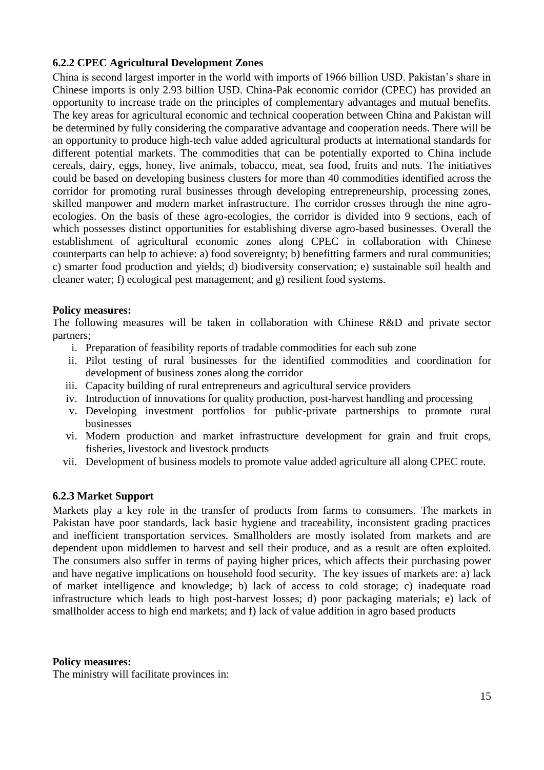### 6.2.2 CPEC Agricultural Development Zones

China is second largest importer in the world with imports of 1966 billion USD. Pakistan's share in Chinese imports is only 2.93 billion USD. China-Pak economic corridor (CPEC) has provided an opportunity to increase trade on the principles of complementary advantages and mutual benefits. The key areas for agricultural economic and technical cooperation between China and Pakistan will be determined by fully considering the comparative advantage and cooperation needs. There will be an opportunity to produce high-tech value added agricultural products at international standards for different potential markets. The commodities that can be potentially exported to China include cereals, dairy, eggs, honey, live animals, tobacco, meat, sea food, fruits and nuts. The initiatives could be based on developing business clusters for more than 40 commodities identified across the corridor for promoting rural businesses through developing entrepreneurship, processing zones, skilled manpower and modern market infrastructure. The corridor crosses through the nine agro-ecologies. On the basis of these agro-ecologies, the corridor is divided into 9 sections, each of which possesses distinct opportunities for establishing diverse agro-based businesses. Overall the establishment of agricultural economic zones along CPEC in collaboration with Chinese counterparts can help to achieve: a) food sovereignty; b) benefitting farmers and rural communities; c) smarter food production and yields; d) biodiversity conservation; e) sustainable soil health and cleaner water; f) ecological pest management; and g) resilient food systems.

**Policy measures:**

The following measures will be taken in collaboration with Chinese R&D and private sector partners;

- i. Preparation of feasibility reports of tradable commodities for each sub zone
- ii. Pilot testing of rural businesses for the identified commodities and coordination for development of business zones along the corridor
- iii. Capacity building of rural entrepreneurs and agricultural service providers
- iv. Introduction of innovations for quality production, post-harvest handling and processing
- v. Developing investment portfolios for public-private partnerships to promote rural businesses
- vi. Modern production and market infrastructure development for grain and fruit crops, fisheries, livestock and livestock products
- vii. Development of business models to promote value added agriculture all along CPEC route.

### 6.2.3 Market Support

Markets play a key role in the transfer of products from farms to consumers. The markets in Pakistan have poor standards, lack basic hygiene and traceability, inconsistent grading practices and inefficient transportation services. Smallholders are mostly isolated from markets and are dependent upon middlemen to harvest and sell their produce, and as a result are often exploited. The consumers also suffer in terms of paying higher prices, which affects their purchasing power and have negative implications on household food security. The key issues of markets are: a) lack of market intelligence and knowledge; b) lack of access to cold storage; c) inadequate road infrastructure which leads to high post-harvest losses; d) poor packaging materials; e) lack of smallholder access to high end markets; and f) lack of value addition in agro based products

**Policy measures:**

The ministry will facilitate provinces in: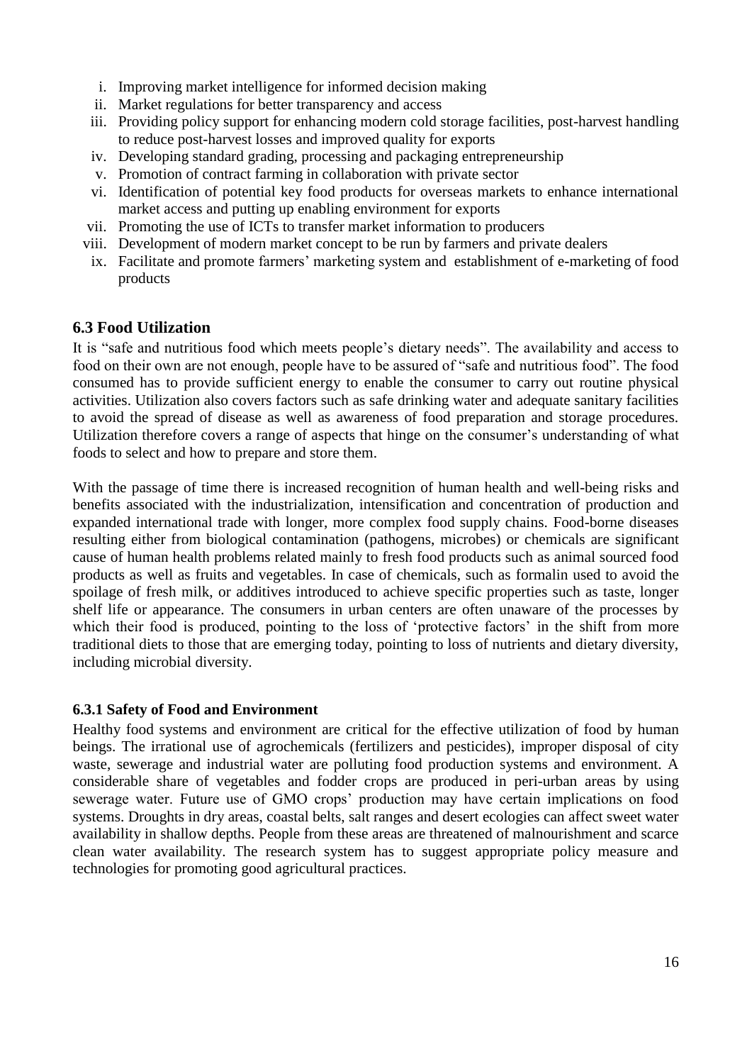i. Improving market intelligence for informed decision making
ii. Market regulations for better transparency and access
iii. Providing policy support for enhancing modern cold storage facilities, post-harvest handling to reduce post-harvest losses and improved quality for exports
iv. Developing standard grading, processing and packaging entrepreneurship
v. Promotion of contract farming in collaboration with private sector
vi. Identification of potential key food products for overseas markets to enhance international market access and putting up enabling environment for exports
vii. Promoting the use of ICTs to transfer market information to producers
viii. Development of modern market concept to be run by farmers and private dealers
ix. Facilitate and promote farmers' marketing system and establishment of e-marketing of food products

## 6.3 Food Utilization

It is "safe and nutritious food which meets people's dietary needs". The availability and access to food on their own are not enough, people have to be assured of "safe and nutritious food". The food consumed has to provide sufficient energy to enable the consumer to carry out routine physical activities. Utilization also covers factors such as safe drinking water and adequate sanitary facilities to avoid the spread of disease as well as awareness of food preparation and storage procedures. Utilization therefore covers a range of aspects that hinge on the consumer's understanding of what foods to select and how to prepare and store them.

With the passage of time there is increased recognition of human health and well-being risks and benefits associated with the industrialization, intensification and concentration of production and expanded international trade with longer, more complex food supply chains. Food-borne diseases resulting either from biological contamination (pathogens, microbes) or chemicals are significant cause of human health problems related mainly to fresh food products such as animal sourced food products as well as fruits and vegetables. In case of chemicals, such as formalin used to avoid the spoilage of fresh milk, or additives introduced to achieve specific properties such as taste, longer shelf life or appearance. The consumers in urban centers are often unaware of the processes by which their food is produced, pointing to the loss of 'protective factors' in the shift from more traditional diets to those that are emerging today, pointing to loss of nutrients and dietary diversity, including microbial diversity.

### 6.3.1 Safety of Food and Environment

Healthy food systems and environment are critical for the effective utilization of food by human beings. The irrational use of agrochemicals (fertilizers and pesticides), improper disposal of city waste, sewerage and industrial water are polluting food production systems and environment. A considerable share of vegetables and fodder crops are produced in peri-urban areas by using sewerage water. Future use of GMO crops' production may have certain implications on food systems. Droughts in dry areas, coastal belts, salt ranges and desert ecologies can affect sweet water availability in shallow depths. People from these areas are threatened of malnourishment and scarce clean water availability. The research system has to suggest appropriate policy measure and technologies for promoting good agricultural practices.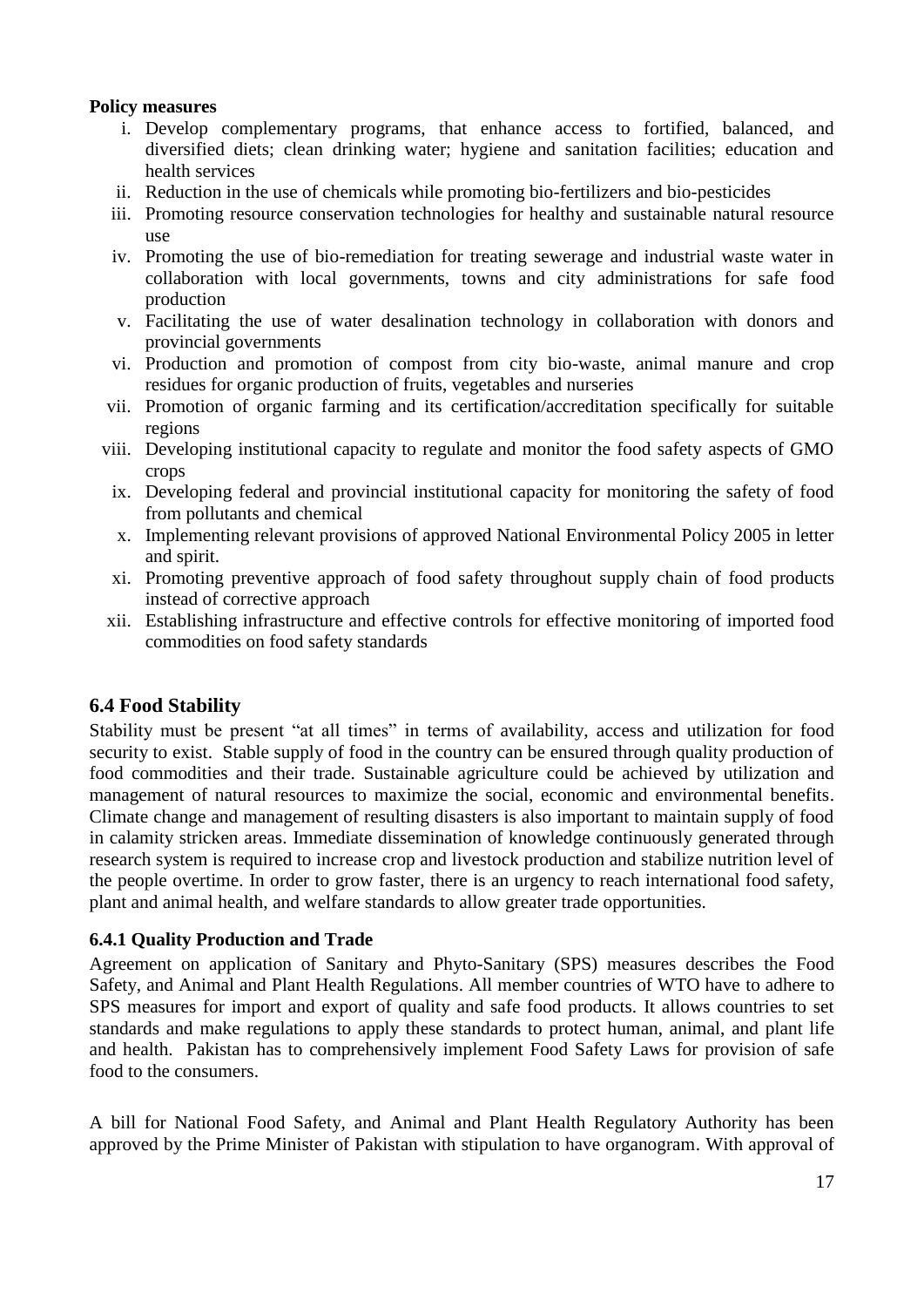**Policy measures**

i. Develop complementary programs, that enhance access to fortified, balanced, and diversified diets; clean drinking water; hygiene and sanitation facilities; education and health services
ii. Reduction in the use of chemicals while promoting bio-fertilizers and bio-pesticides
iii. Promoting resource conservation technologies for healthy and sustainable natural resource use
iv. Promoting the use of bio-remediation for treating sewerage and industrial waste water in collaboration with local governments, towns and city administrations for safe food production
v. Facilitating the use of water desalination technology in collaboration with donors and provincial governments
vi. Production and promotion of compost from city bio-waste, animal manure and crop residues for organic production of fruits, vegetables and nurseries
vii. Promotion of organic farming and its certification/accreditation specifically for suitable regions
viii. Developing institutional capacity to regulate and monitor the food safety aspects of GMO crops
ix. Developing federal and provincial institutional capacity for monitoring the safety of food from pollutants and chemical
x. Implementing relevant provisions of approved National Environmental Policy 2005 in letter and spirit.
xi. Promoting preventive approach of food safety throughout supply chain of food products instead of corrective approach
xii. Establishing infrastructure and effective controls for effective monitoring of imported food commodities on food safety standards

## 6.4 Food Stability

Stability must be present "at all times" in terms of availability, access and utilization for food security to exist. Stable supply of food in the country can be ensured through quality production of food commodities and their trade. Sustainable agriculture could be achieved by utilization and management of natural resources to maximize the social, economic and environmental benefits. Climate change and management of resulting disasters is also important to maintain supply of food in calamity stricken areas. Immediate dissemination of knowledge continuously generated through research system is required to increase crop and livestock production and stabilize nutrition level of the people overtime. In order to grow faster, there is an urgency to reach international food safety, plant and animal health, and welfare standards to allow greater trade opportunities.

### 6.4.1 Quality Production and Trade

Agreement on application of Sanitary and Phyto-Sanitary (SPS) measures describes the Food Safety, and Animal and Plant Health Regulations. All member countries of WTO have to adhere to SPS measures for import and export of quality and safe food products. It allows countries to set standards and make regulations to apply these standards to protect human, animal, and plant life and health. Pakistan has to comprehensively implement Food Safety Laws for provision of safe food to the consumers.

A bill for National Food Safety, and Animal and Plant Health Regulatory Authority has been approved by the Prime Minister of Pakistan with stipulation to have organogram. With approval of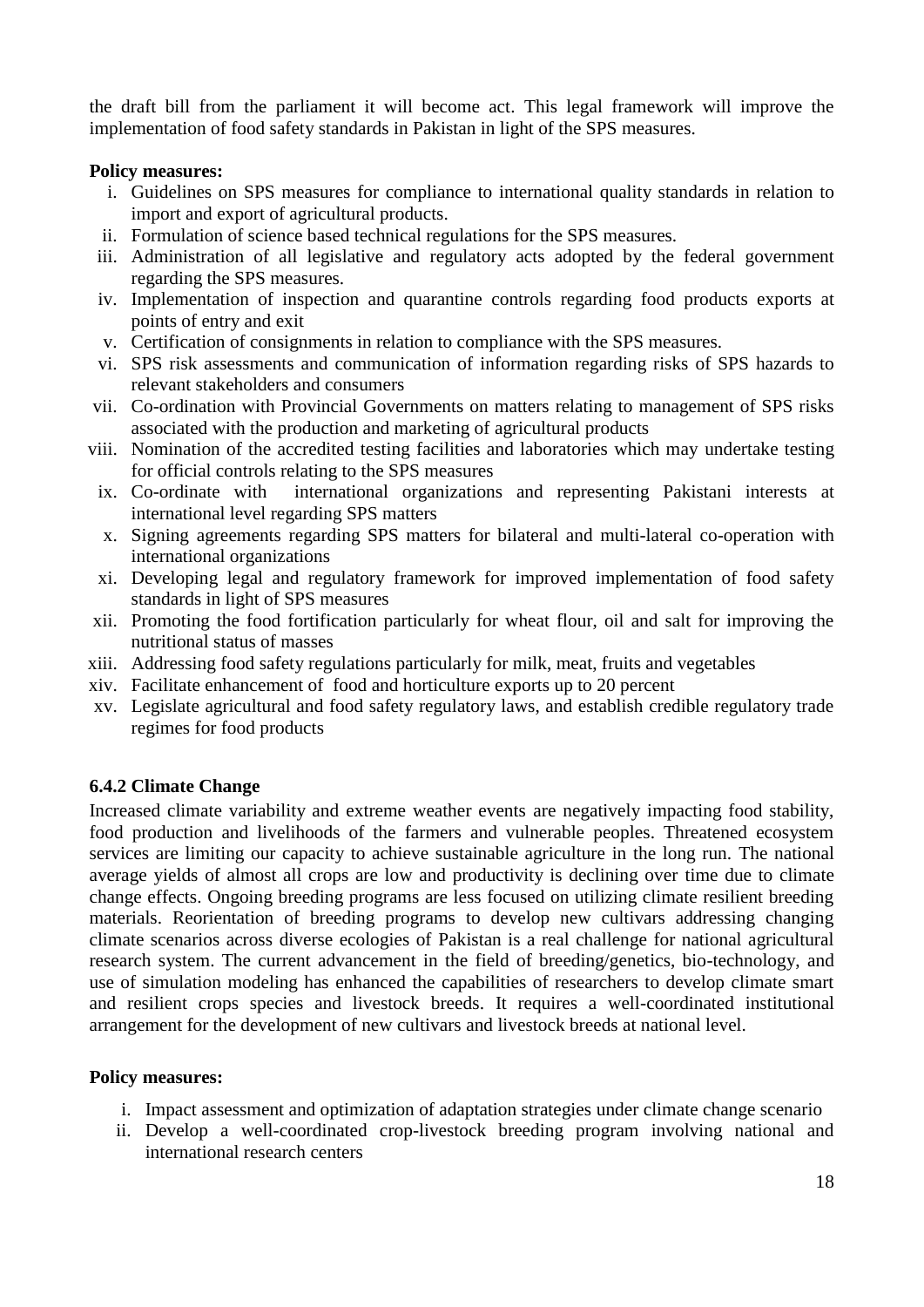the draft bill from the parliament it will become act. This legal framework will improve the implementation of food safety standards in Pakistan in light of the SPS measures.

**Policy measures:**

i. Guidelines on SPS measures for compliance to international quality standards in relation to import and export of agricultural products.
ii. Formulation of science based technical regulations for the SPS measures.
iii. Administration of all legislative and regulatory acts adopted by the federal government regarding the SPS measures.
iv. Implementation of inspection and quarantine controls regarding food products exports at points of entry and exit
v. Certification of consignments in relation to compliance with the SPS measures.
vi. SPS risk assessments and communication of information regarding risks of SPS hazards to relevant stakeholders and consumers
vii. Co-ordination with Provincial Governments on matters relating to management of SPS risks associated with the production and marketing of agricultural products
viii. Nomination of the accredited testing facilities and laboratories which may undertake testing for official controls relating to the SPS measures
ix. Co-ordinate with international organizations and representing Pakistani interests at international level regarding SPS matters
x. Signing agreements regarding SPS matters for bilateral and multi-lateral co-operation with international organizations
xi. Developing legal and regulatory framework for improved implementation of food safety standards in light of SPS measures
xii. Promoting the food fortification particularly for wheat flour, oil and salt for improving the nutritional status of masses
xiii. Addressing food safety regulations particularly for milk, meat, fruits and vegetables
xiv. Facilitate enhancement of food and horticulture exports up to 20 percent
xv. Legislate agricultural and food safety regulatory laws, and establish credible regulatory trade regimes for food products

### 6.4.2 Climate Change

Increased climate variability and extreme weather events are negatively impacting food stability, food production and livelihoods of the farmers and vulnerable peoples. Threatened ecosystem services are limiting our capacity to achieve sustainable agriculture in the long run. The national average yields of almost all crops are low and productivity is declining over time due to climate change effects. Ongoing breeding programs are less focused on utilizing climate resilient breeding materials. Reorientation of breeding programs to develop new cultivars addressing changing climate scenarios across diverse ecologies of Pakistan is a real challenge for national agricultural research system. The current advancement in the field of breeding/genetics, bio-technology, and use of simulation modeling has enhanced the capabilities of researchers to develop climate smart and resilient crops species and livestock breeds. It requires a well-coordinated institutional arrangement for the development of new cultivars and livestock breeds at national level.

**Policy measures:**

i. Impact assessment and optimization of adaptation strategies under climate change scenario
ii. Develop a well-coordinated crop-livestock breeding program involving national and international research centers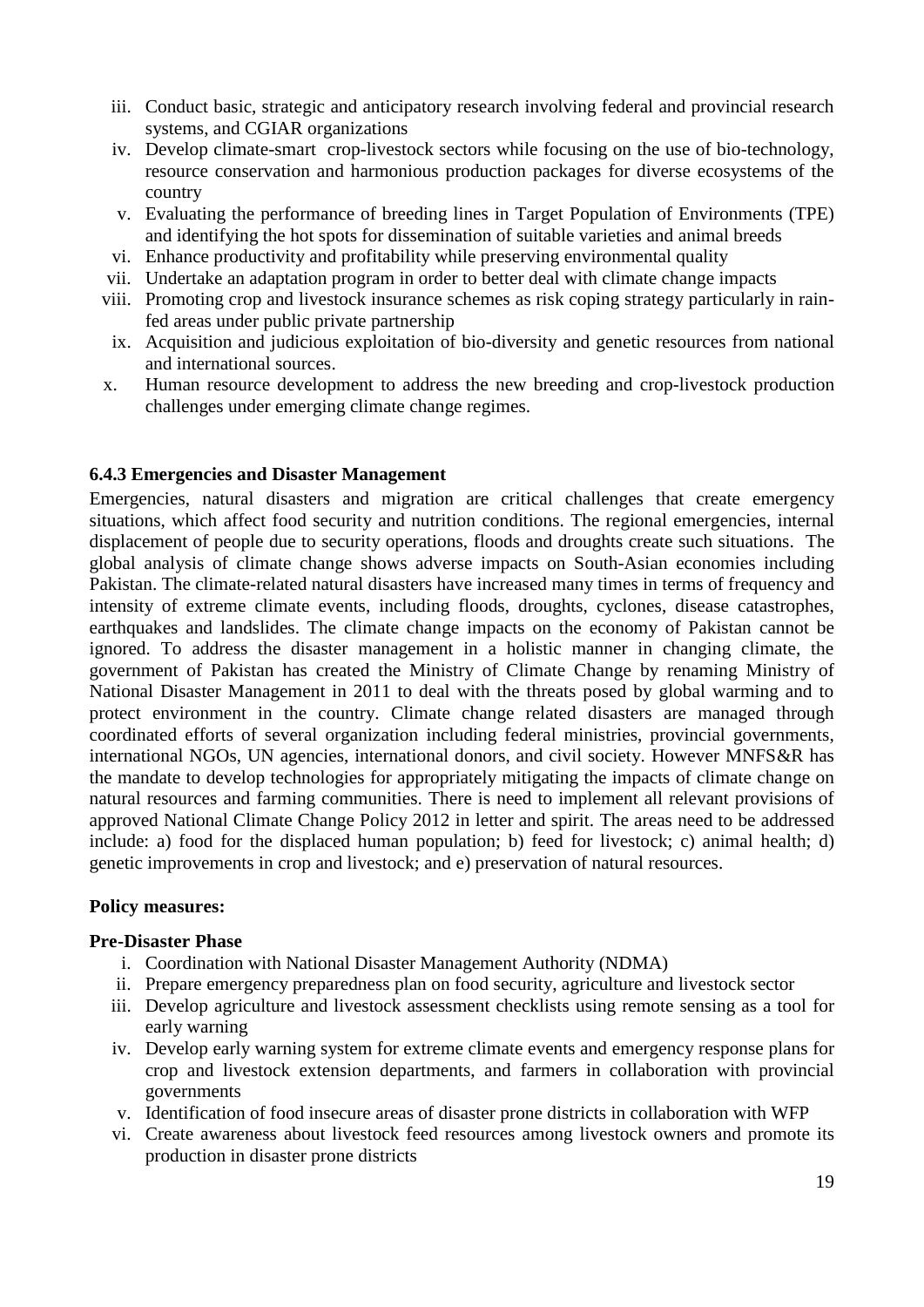iii. Conduct basic, strategic and anticipatory research involving federal and provincial research systems, and CGIAR organizations
iv. Develop climate-smart crop-livestock sectors while focusing on the use of bio-technology, resource conservation and harmonious production packages for diverse ecosystems of the country
v. Evaluating the performance of breeding lines in Target Population of Environments (TPE) and identifying the hot spots for dissemination of suitable varieties and animal breeds
vi. Enhance productivity and profitability while preserving environmental quality
vii. Undertake an adaptation program in order to better deal with climate change impacts
viii. Promoting crop and livestock insurance schemes as risk coping strategy particularly in rain-fed areas under public private partnership
ix. Acquisition and judicious exploitation of bio-diversity and genetic resources from national and international sources.
x. Human resource development to address the new breeding and crop-livestock production challenges under emerging climate change regimes.

#### 6.4.3 Emergencies and Disaster Management

Emergencies, natural disasters and migration are critical challenges that create emergency situations, which affect food security and nutrition conditions. The regional emergencies, internal displacement of people due to security operations, floods and droughts create such situations. The global analysis of climate change shows adverse impacts on South-Asian economies including Pakistan. The climate-related natural disasters have increased many times in terms of frequency and intensity of extreme climate events, including floods, droughts, cyclones, disease catastrophes, earthquakes and landslides. The climate change impacts on the economy of Pakistan cannot be ignored. To address the disaster management in a holistic manner in changing climate, the government of Pakistan has created the Ministry of Climate Change by renaming Ministry of National Disaster Management in 2011 to deal with the threats posed by global warming and to protect environment in the country. Climate change related disasters are managed through coordinated efforts of several organization including federal ministries, provincial governments, international NGOs, UN agencies, international donors, and civil society. However MNFS&R has the mandate to develop technologies for appropriately mitigating the impacts of climate change on natural resources and farming communities. There is need to implement all relevant provisions of approved National Climate Change Policy 2012 in letter and spirit. The areas need to be addressed include: a) food for the displaced human population; b) feed for livestock; c) animal health; d) genetic improvements in crop and livestock; and e) preservation of natural resources.

**Policy measures:**

**Pre-Disaster Phase**

i. Coordination with National Disaster Management Authority (NDMA)
ii. Prepare emergency preparedness plan on food security, agriculture and livestock sector
iii. Develop agriculture and livestock assessment checklists using remote sensing as a tool for early warning
iv. Develop early warning system for extreme climate events and emergency response plans for crop and livestock extension departments, and farmers in collaboration with provincial governments
v. Identification of food insecure areas of disaster prone districts in collaboration with WFP
vi. Create awareness about livestock feed resources among livestock owners and promote its production in disaster prone districts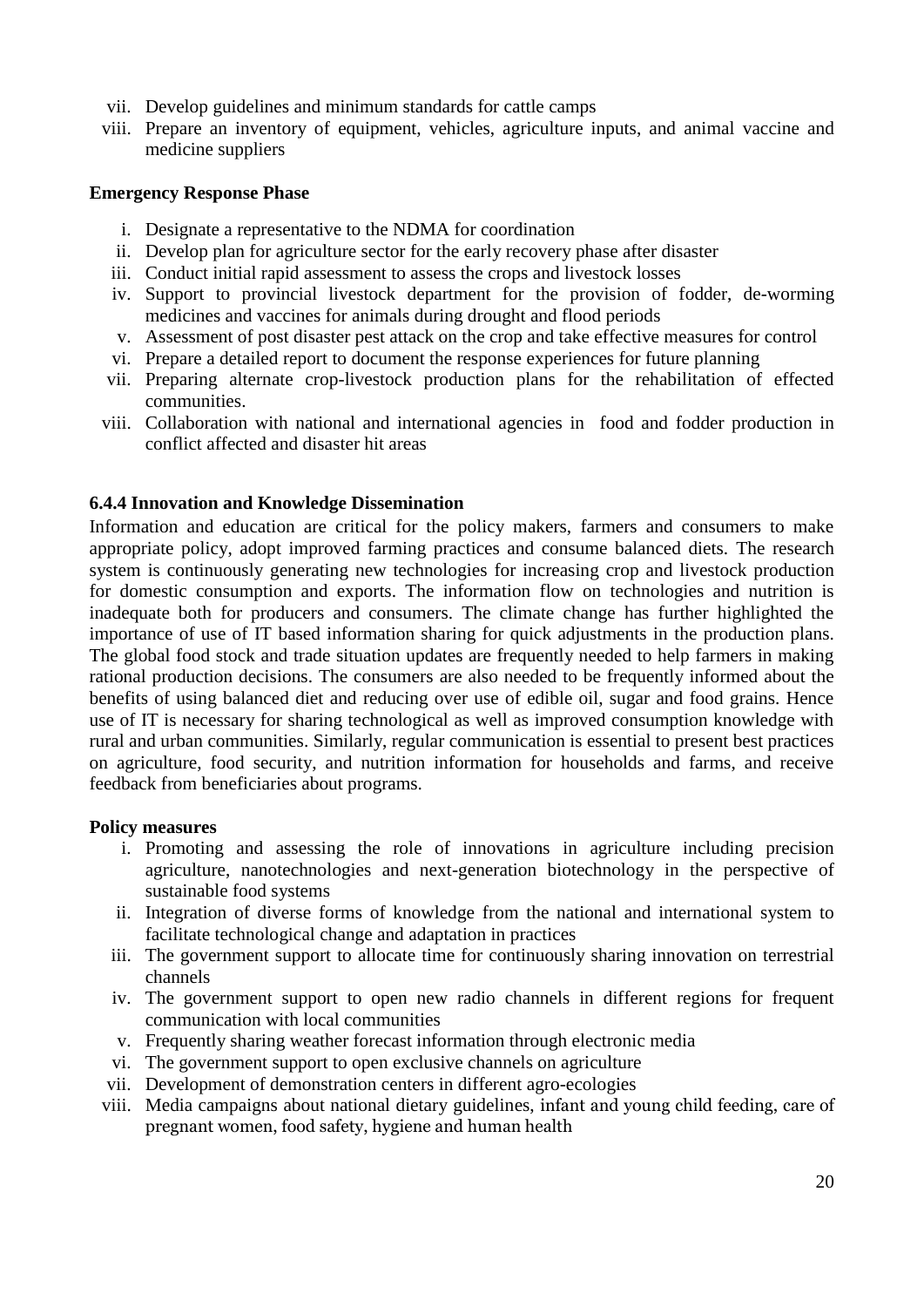vii. Develop guidelines and minimum standards for cattle camps
viii. Prepare an inventory of equipment, vehicles, agriculture inputs, and animal vaccine and medicine suppliers

**Emergency Response Phase**

i. Designate a representative to the NDMA for coordination
ii. Develop plan for agriculture sector for the early recovery phase after disaster
iii. Conduct initial rapid assessment to assess the crops and livestock losses
iv. Support to provincial livestock department for the provision of fodder, de-worming medicines and vaccines for animals during drought and flood periods
v. Assessment of post disaster pest attack on the crop and take effective measures for control
vi. Prepare a detailed report to document the response experiences for future planning
vii. Preparing alternate crop-livestock production plans for the rehabilitation of effected communities.
viii. Collaboration with national and international agencies in food and fodder production in conflict affected and disaster hit areas

### 6.4.4 Innovation and Knowledge Dissemination

Information and education are critical for the policy makers, farmers and consumers to make appropriate policy, adopt improved farming practices and consume balanced diets. The research system is continuously generating new technologies for increasing crop and livestock production for domestic consumption and exports. The information flow on technologies and nutrition is inadequate both for producers and consumers. The climate change has further highlighted the importance of use of IT based information sharing for quick adjustments in the production plans. The global food stock and trade situation updates are frequently needed to help farmers in making rational production decisions. The consumers are also needed to be frequently informed about the benefits of using balanced diet and reducing over use of edible oil, sugar and food grains. Hence use of IT is necessary for sharing technological as well as improved consumption knowledge with rural and urban communities. Similarly, regular communication is essential to present best practices on agriculture, food security, and nutrition information for households and farms, and receive feedback from beneficiaries about programs.

**Policy measures**

i. Promoting and assessing the role of innovations in agriculture including precision agriculture, nanotechnologies and next-generation biotechnology in the perspective of sustainable food systems
ii. Integration of diverse forms of knowledge from the national and international system to facilitate technological change and adaptation in practices
iii. The government support to allocate time for continuously sharing innovation on terrestrial channels
iv. The government support to open new radio channels in different regions for frequent communication with local communities
v. Frequently sharing weather forecast information through electronic media
vi. The government support to open exclusive channels on agriculture
vii. Development of demonstration centers in different agro-ecologies
viii. Media campaigns about national dietary guidelines, infant and young child feeding, care of pregnant women, food safety, hygiene and human health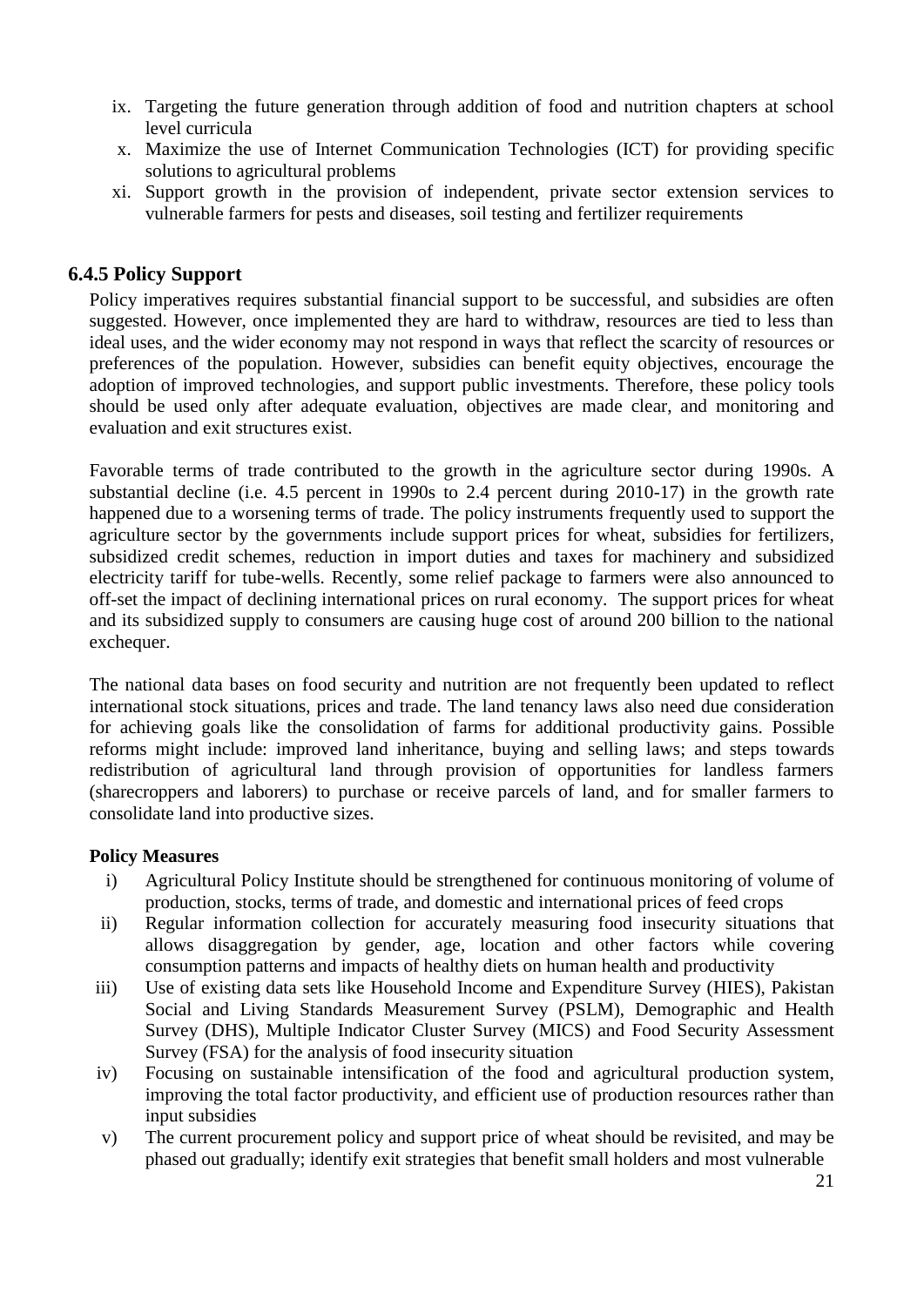ix. Targeting the future generation through addition of food and nutrition chapters at school level curricula
x. Maximize the use of Internet Communication Technologies (ICT) for providing specific solutions to agricultural problems
xi. Support growth in the provision of independent, private sector extension services to vulnerable farmers for pests and diseases, soil testing and fertilizer requirements

### 6.4.5 Policy Support

Policy imperatives requires substantial financial support to be successful, and subsidies are often suggested. However, once implemented they are hard to withdraw, resources are tied to less than ideal uses, and the wider economy may not respond in ways that reflect the scarcity of resources or preferences of the population. However, subsidies can benefit equity objectives, encourage the adoption of improved technologies, and support public investments. Therefore, these policy tools should be used only after adequate evaluation, objectives are made clear, and monitoring and evaluation and exit structures exist.

Favorable terms of trade contributed to the growth in the agriculture sector during 1990s. A substantial decline (i.e. 4.5 percent in 1990s to 2.4 percent during 2010-17) in the growth rate happened due to a worsening terms of trade. The policy instruments frequently used to support the agriculture sector by the governments include support prices for wheat, subsidies for fertilizers, subsidized credit schemes, reduction in import duties and taxes for machinery and subsidized electricity tariff for tube-wells. Recently, some relief package to farmers were also announced to off-set the impact of declining international prices on rural economy. The support prices for wheat and its subsidized supply to consumers are causing huge cost of around 200 billion to the national exchequer.

The national data bases on food security and nutrition are not frequently been updated to reflect international stock situations, prices and trade. The land tenancy laws also need due consideration for achieving goals like the consolidation of farms for additional productivity gains. Possible reforms might include: improved land inheritance, buying and selling laws; and steps towards redistribution of agricultural land through provision of opportunities for landless farmers (sharecroppers and laborers) to purchase or receive parcels of land, and for smaller farmers to consolidate land into productive sizes.

**Policy Measures**

i) Agricultural Policy Institute should be strengthened for continuous monitoring of volume of production, stocks, terms of trade, and domestic and international prices of feed crops
ii) Regular information collection for accurately measuring food insecurity situations that allows disaggregation by gender, age, location and other factors while covering consumption patterns and impacts of healthy diets on human health and productivity
iii) Use of existing data sets like Household Income and Expenditure Survey (HIES), Pakistan Social and Living Standards Measurement Survey (PSLM), Demographic and Health Survey (DHS), Multiple Indicator Cluster Survey (MICS) and Food Security Assessment Survey (FSA) for the analysis of food insecurity situation
iv) Focusing on sustainable intensification of the food and agricultural production system, improving the total factor productivity, and efficient use of production resources rather than input subsidies
v) The current procurement policy and support price of wheat should be revisited, and may be phased out gradually; identify exit strategies that benefit small holders and most vulnerable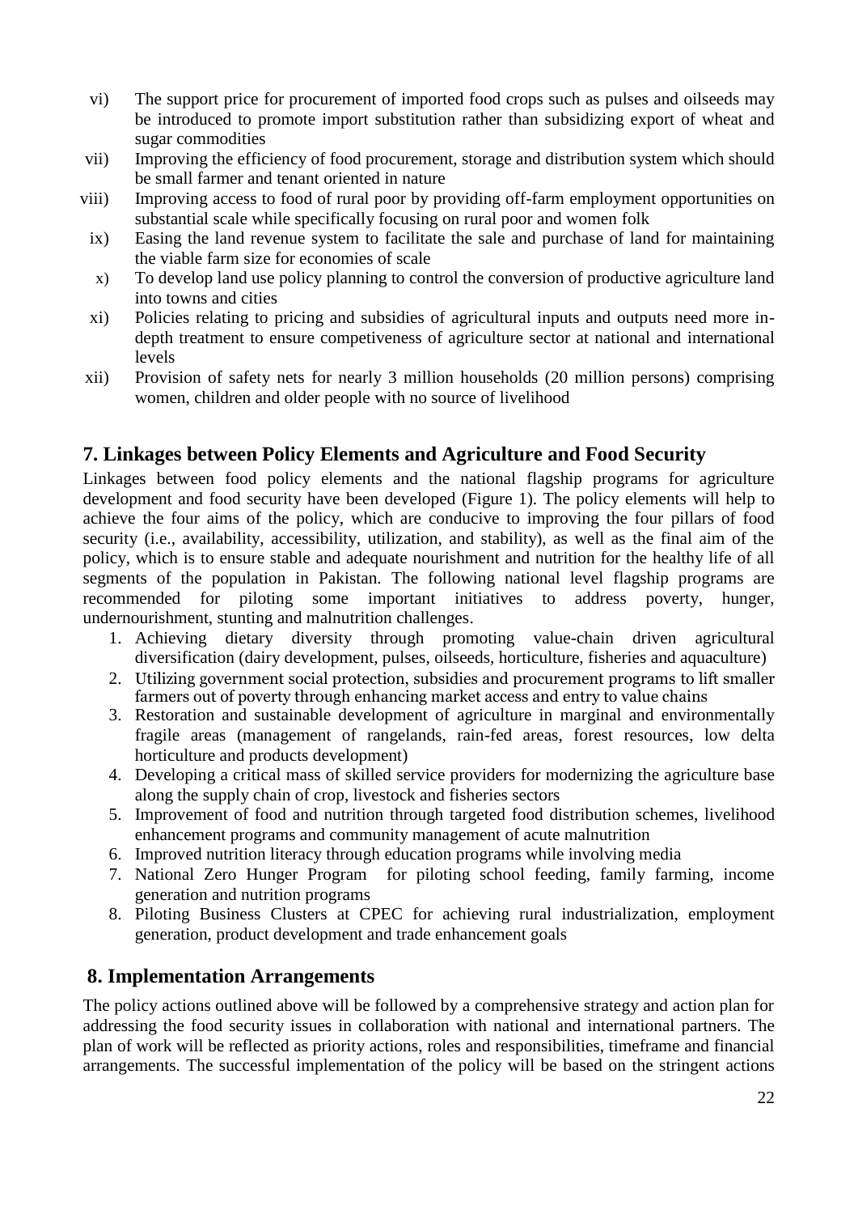vi) The support price for procurement of imported food crops such as pulses and oilseeds may be introduced to promote import substitution rather than subsidizing export of wheat and sugar commodities

vii) Improving the efficiency of food procurement, storage and distribution system which should be small farmer and tenant oriented in nature

viii) Improving access to food of rural poor by providing off-farm employment opportunities on substantial scale while specifically focusing on rural poor and women folk

ix) Easing the land revenue system to facilitate the sale and purchase of land for maintaining the viable farm size for economies of scale

x) To develop land use policy planning to control the conversion of productive agriculture land into towns and cities

xi) Policies relating to pricing and subsidies of agricultural inputs and outputs need more in-depth treatment to ensure competiveness of agriculture sector at national and international levels

xii) Provision of safety nets for nearly 3 million households (20 million persons) comprising women, children and older people with no source of livelihood

## 7. Linkages between Policy Elements and Agriculture and Food Security

Linkages between food policy elements and the national flagship programs for agriculture development and food security have been developed (Figure 1). The policy elements will help to achieve the four aims of the policy, which are conducive to improving the four pillars of food security (i.e., availability, accessibility, utilization, and stability), as well as the final aim of the policy, which is to ensure stable and adequate nourishment and nutrition for the healthy life of all segments of the population in Pakistan. The following national level flagship programs are recommended for piloting some important initiatives to address poverty, hunger, undernourishment, stunting and malnutrition challenges.

1. Achieving dietary diversity through promoting value-chain driven agricultural diversification (dairy development, pulses, oilseeds, horticulture, fisheries and aquaculture)
2. Utilizing government social protection, subsidies and procurement programs to lift smaller farmers out of poverty through enhancing market access and entry to value chains
3. Restoration and sustainable development of agriculture in marginal and environmentally fragile areas (management of rangelands, rain-fed areas, forest resources, low delta horticulture and products development)
4. Developing a critical mass of skilled service providers for modernizing the agriculture base along the supply chain of crop, livestock and fisheries sectors
5. Improvement of food and nutrition through targeted food distribution schemes, livelihood enhancement programs and community management of acute malnutrition
6. Improved nutrition literacy through education programs while involving media
7. National Zero Hunger Program for piloting school feeding, family farming, income generation and nutrition programs
8. Piloting Business Clusters at CPEC for achieving rural industrialization, employment generation, product development and trade enhancement goals

## 8. Implementation Arrangements

The policy actions outlined above will be followed by a comprehensive strategy and action plan for addressing the food security issues in collaboration with national and international partners. The plan of work will be reflected as priority actions, roles and responsibilities, timeframe and financial arrangements. The successful implementation of the policy will be based on the stringent actions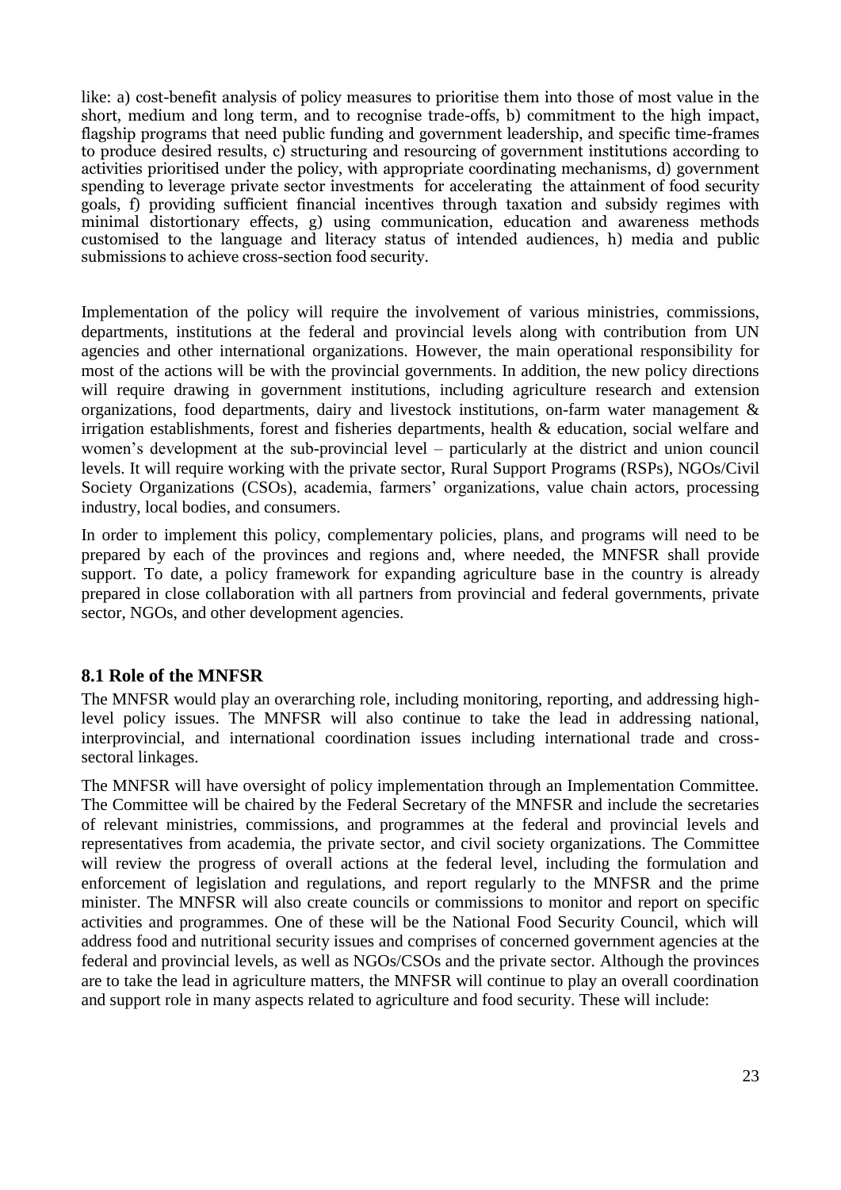like: a) cost-benefit analysis of policy measures to prioritise them into those of most value in the short, medium and long term, and to recognise trade-offs, b) commitment to the high impact, flagship programs that need public funding and government leadership, and specific time-frames to produce desired results, c) structuring and resourcing of government institutions according to activities prioritised under the policy, with appropriate coordinating mechanisms, d) government spending to leverage private sector investments for accelerating the attainment of food security goals, f) providing sufficient financial incentives through taxation and subsidy regimes with minimal distortionary effects, g) using communication, education and awareness methods customised to the language and literacy status of intended audiences, h) media and public submissions to achieve cross-section food security.

Implementation of the policy will require the involvement of various ministries, commissions, departments, institutions at the federal and provincial levels along with contribution from UN agencies and other international organizations. However, the main operational responsibility for most of the actions will be with the provincial governments. In addition, the new policy directions will require drawing in government institutions, including agriculture research and extension organizations, food departments, dairy and livestock institutions, on-farm water management & irrigation establishments, forest and fisheries departments, health & education, social welfare and women's development at the sub-provincial level – particularly at the district and union council levels. It will require working with the private sector, Rural Support Programs (RSPs), NGOs/Civil Society Organizations (CSOs), academia, farmers' organizations, value chain actors, processing industry, local bodies, and consumers.

In order to implement this policy, complementary policies, plans, and programs will need to be prepared by each of the provinces and regions and, where needed, the MNFSR shall provide support. To date, a policy framework for expanding agriculture base in the country is already prepared in close collaboration with all partners from provincial and federal governments, private sector, NGOs, and other development agencies.

## 8.1 Role of the MNFSR

The MNFSR would play an overarching role, including monitoring, reporting, and addressing high-level policy issues. The MNFSR will also continue to take the lead in addressing national, interprovincial, and international coordination issues including international trade and cross-sectoral linkages.

The MNFSR will have oversight of policy implementation through an Implementation Committee. The Committee will be chaired by the Federal Secretary of the MNFSR and include the secretaries of relevant ministries, commissions, and programmes at the federal and provincial levels and representatives from academia, the private sector, and civil society organizations. The Committee will review the progress of overall actions at the federal level, including the formulation and enforcement of legislation and regulations, and report regularly to the MNFSR and the prime minister. The MNFSR will also create councils or commissions to monitor and report on specific activities and programmes. One of these will be the National Food Security Council, which will address food and nutritional security issues and comprises of concerned government agencies at the federal and provincial levels, as well as NGOs/CSOs and the private sector. Although the provinces are to take the lead in agriculture matters, the MNFSR will continue to play an overall coordination and support role in many aspects related to agriculture and food security. These will include: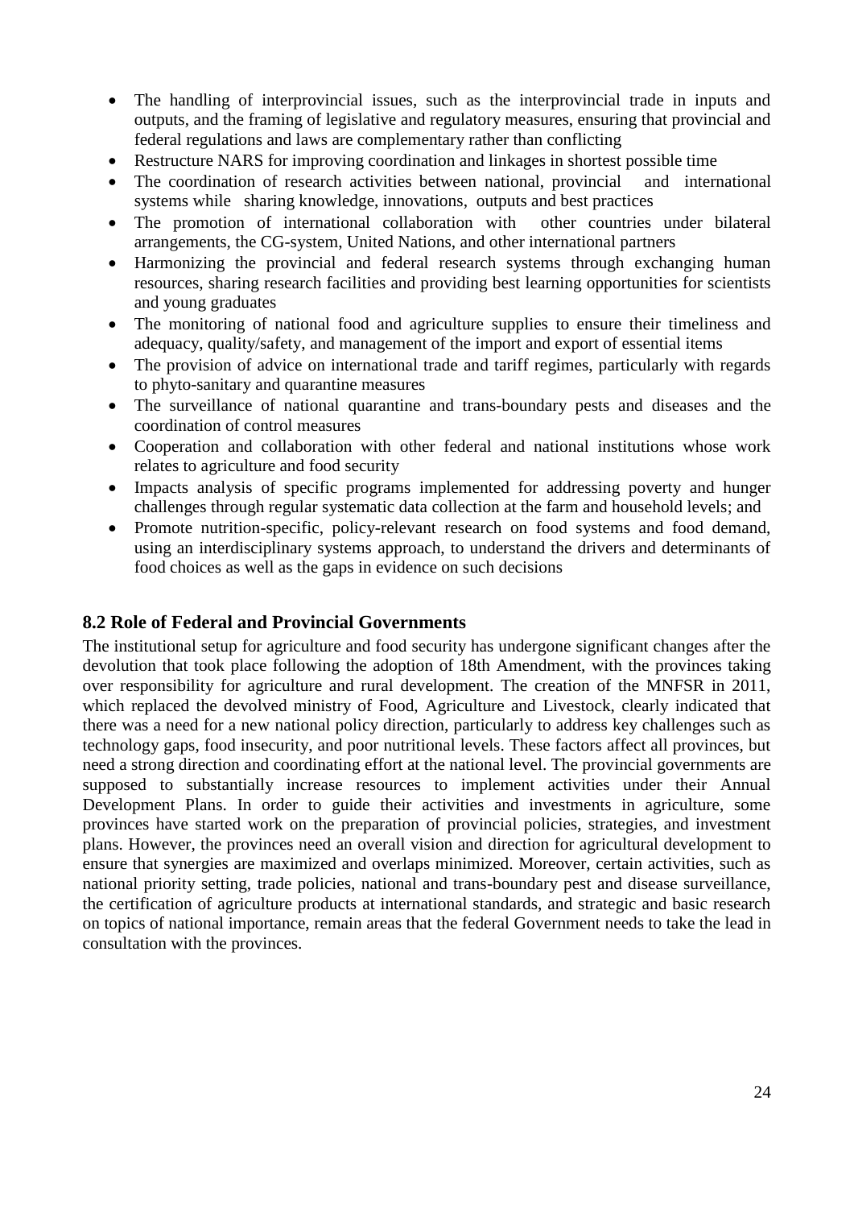- The handling of interprovincial issues, such as the interprovincial trade in inputs and outputs, and the framing of legislative and regulatory measures, ensuring that provincial and federal regulations and laws are complementary rather than conflicting
- Restructure NARS for improving coordination and linkages in shortest possible time
- The coordination of research activities between national, provincial and international systems while sharing knowledge, innovations, outputs and best practices
- The promotion of international collaboration with other countries under bilateral arrangements, the CG-system, United Nations, and other international partners
- Harmonizing the provincial and federal research systems through exchanging human resources, sharing research facilities and providing best learning opportunities for scientists and young graduates
- The monitoring of national food and agriculture supplies to ensure their timeliness and adequacy, quality/safety, and management of the import and export of essential items
- The provision of advice on international trade and tariff regimes, particularly with regards to phyto-sanitary and quarantine measures
- The surveillance of national quarantine and trans-boundary pests and diseases and the coordination of control measures
- Cooperation and collaboration with other federal and national institutions whose work relates to agriculture and food security
- Impacts analysis of specific programs implemented for addressing poverty and hunger challenges through regular systematic data collection at the farm and household levels; and
- Promote nutrition-specific, policy-relevant research on food systems and food demand, using an interdisciplinary systems approach, to understand the drivers and determinants of food choices as well as the gaps in evidence on such decisions

## 8.2 Role of Federal and Provincial Governments

The institutional setup for agriculture and food security has undergone significant changes after the devolution that took place following the adoption of 18th Amendment, with the provinces taking over responsibility for agriculture and rural development. The creation of the MNFSR in 2011, which replaced the devolved ministry of Food, Agriculture and Livestock, clearly indicated that there was a need for a new national policy direction, particularly to address key challenges such as technology gaps, food insecurity, and poor nutritional levels. These factors affect all provinces, but need a strong direction and coordinating effort at the national level. The provincial governments are supposed to substantially increase resources to implement activities under their Annual Development Plans. In order to guide their activities and investments in agriculture, some provinces have started work on the preparation of provincial policies, strategies, and investment plans. However, the provinces need an overall vision and direction for agricultural development to ensure that synergies are maximized and overlaps minimized. Moreover, certain activities, such as national priority setting, trade policies, national and trans-boundary pest and disease surveillance, the certification of agriculture products at international standards, and strategic and basic research on topics of national importance, remain areas that the federal Government needs to take the lead in consultation with the provinces.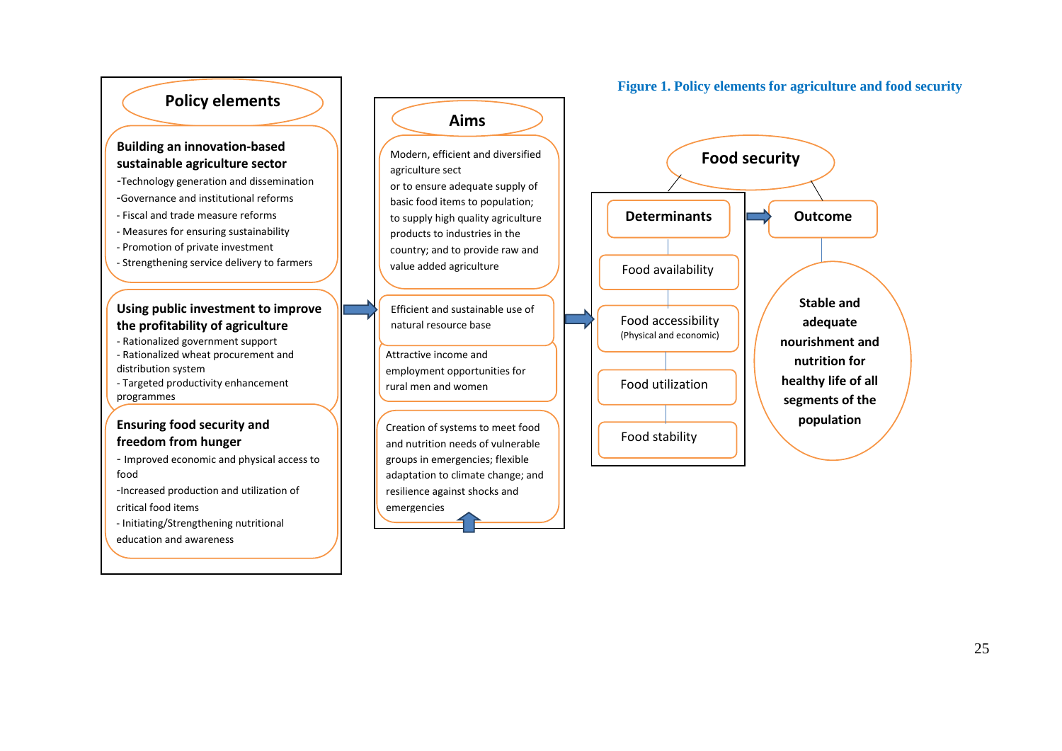**Figure 1. Policy elements for agriculture and food security**

Policy elements

**Building an innovation-based sustainable agriculture sector**
-Technology generation and dissemination
-Governance and institutional reforms
- Fiscal and trade measure reforms
- Measures for ensuring sustainability
- Promotion of private investment
- Strengthening service delivery to farmers

**Using public investment to improve the profitability of agriculture**
- Rationalized government support
- Rationalized wheat procurement and distribution system
- Targeted productivity enhancement programmes

**Ensuring food security and freedom from hunger**
- Improved economic and physical access to food
-Increased production and utilization of critical food items
- Initiating/Strengthening nutritional education and awareness

Aims

Modern, efficient and diversified agriculture sect
or to ensure adequate supply of basic food items to population; to supply high quality agriculture products to industries in the country; and to provide raw and value added agriculture

Efficient and sustainable use of natural resource base

Attractive income and employment opportunities for rural men and women

Creation of systems to meet food and nutrition needs of vulnerable groups in emergencies; flexible adaptation to climate change; and resilience against shocks and emergencies

Food security

Determinants

Food availability

Food accessibility
(Physical and economic)

Food utilization

Food stability

Outcome

**Stable and adequate nourishment and nutrition for healthy life of all segments of the population**